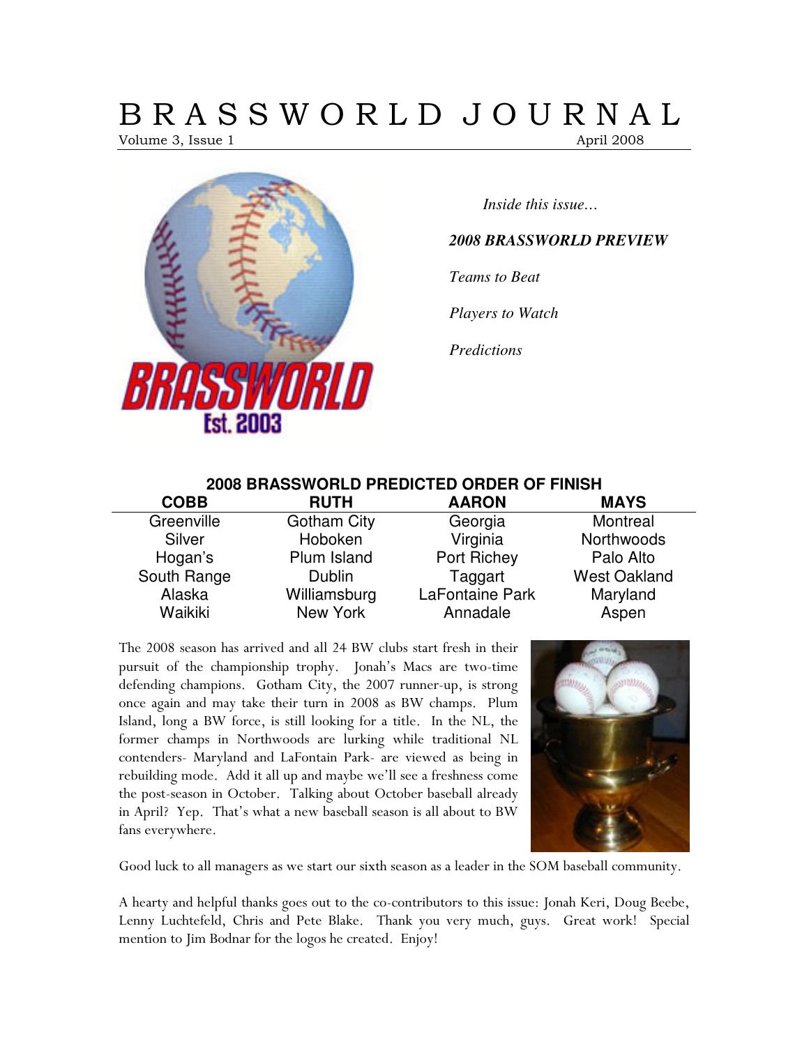# BRASSWORLD JOURNAL

Volume 3, Issue 1 April 2008

*Inside this issue…*

***2008 BRASSWORLD PREVIEW***

*Teams to Beat*

*Players to Watch*

*Predictions*

## 2008 BRASSWORLD PREDICTED ORDER OF FINISH

| COBB | RUTH | AARON | MAYS |
|---|---|---|---|
| Greenville | Gotham City | Georgia | Montreal |
| Silver | Hoboken | Virginia | Northwoods |
| Hogan's | Plum Island | Port Richey | Palo Alto |
| South Range | Dublin | Taggart | West Oakland |
| Alaska | Williamsburg | LaFontaine Park | Maryland |
| Waikiki | New York | Annadale | Aspen |

The 2008 season has arrived and all 24 BW clubs start fresh in their pursuit of the championship trophy. Jonah's Macs are two-time defending champions. Gotham City, the 2007 runner-up, is strong once again and may take their turn in 2008 as BW champs. Plum Island, long a BW force, is still looking for a title. In the NL, the former champs in Northwoods are lurking while traditional NL contenders- Maryland and LaFontain Park- are viewed as being in rebuilding mode. Add it all up and maybe we'll see a freshness come the post-season in October. Talking about October baseball already in April? Yep. That's what a new baseball season is all about to BW fans everywhere.

Good luck to all managers as we start our sixth season as a leader in the SOM baseball community.

A hearty and helpful thanks goes out to the co-contributors to this issue: Jonah Keri, Doug Beebe, Lenny Luchtefeld, Chris and Pete Blake. Thank you very much, guys. Great work! Special mention to Jim Bodnar for the logos he created. Enjoy!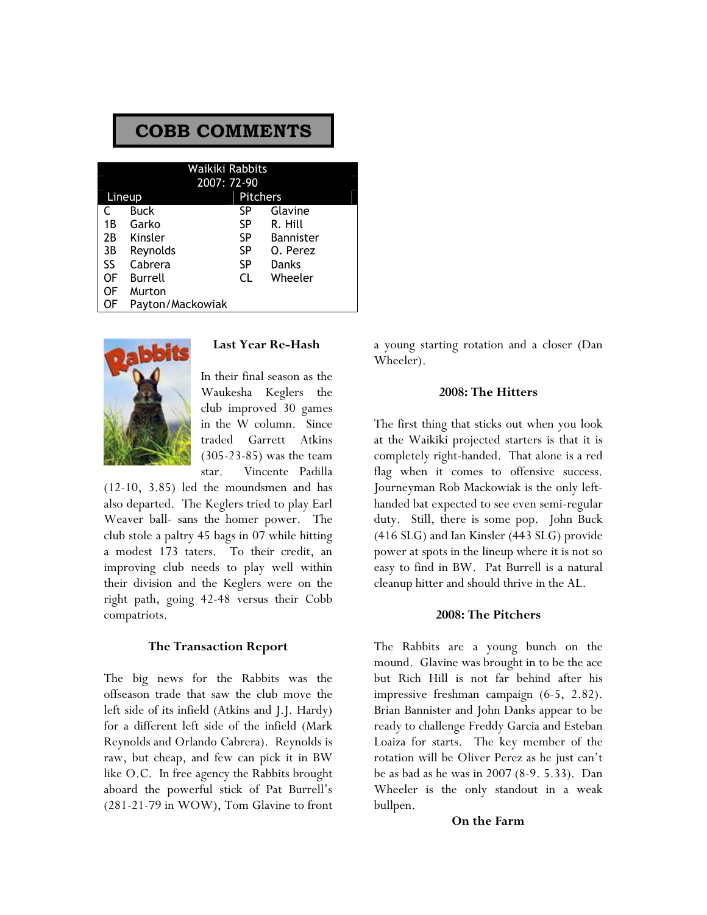# COBB COMMENTS

| Waikiki Rabbits | | | |
|---|---|---|---|
| 2007: 72-90 | | | |
| Lineup | | Pitchers | |
| C | Buck | SP | Glavine |
| 1B | Garko | SP | R. Hill |
| 2B | Kinsler | SP | Bannister |
| 3B | Reynolds | SP | O. Perez |
| SS | Cabrera | SP | Danks |
| OF | Burrell | CL | Wheeler |
| OF | Murton | | |
| OF | Payton/Mackowiak | | |

### Last Year Re-Hash

In their final season as the Waukesha Keglers the club improved 30 games in the W column. Since traded Garrett Atkins (305-23-85) was the team star. Vincente Padilla (12-10, 3.85) led the moundsmen and has also departed. The Keglers tried to play Earl Weaver ball- sans the homer power. The club stole a paltry 45 bags in 07 while hitting a modest 173 taters. To their credit, an improving club needs to play well within their division and the Keglers were on the right path, going 42-48 versus their Cobb compatriots.

### The Transaction Report

The big news for the Rabbits was the offseason trade that saw the club move the left side of its infield (Atkins and J.J. Hardy) for a different left side of the infield (Mark Reynolds and Orlando Cabrera). Reynolds is raw, but cheap, and few can pick it in BW like O.C. In free agency the Rabbits brought aboard the powerful stick of Pat Burrell's (281-21-79 in WOW), Tom Glavine to front a young starting rotation and a closer (Dan Wheeler).

### 2008: The Hitters

The first thing that sticks out when you look at the Waikiki projected starters is that it is completely right-handed. That alone is a red flag when it comes to offensive success. Journeyman Rob Mackowiak is the only left-handed bat expected to see even semi-regular duty. Still, there is some pop. John Buck (416 SLG) and Ian Kinsler (443 SLG) provide power at spots in the lineup where it is not so easy to find in BW. Pat Burrell is a natural cleanup hitter and should thrive in the AL.

### 2008: The Pitchers

The Rabbits are a young bunch on the mound. Glavine was brought in to be the ace but Rich Hill is not far behind after his impressive freshman campaign (6-5, 2.82). Brian Bannister and John Danks appear to be ready to challenge Freddy Garcia and Esteban Loaiza for starts. The key member of the rotation will be Oliver Perez as he just can't be as bad as he was in 2007 (8-9. 5.33). Dan Wheeler is the only standout in a weak bullpen.

### On the Farm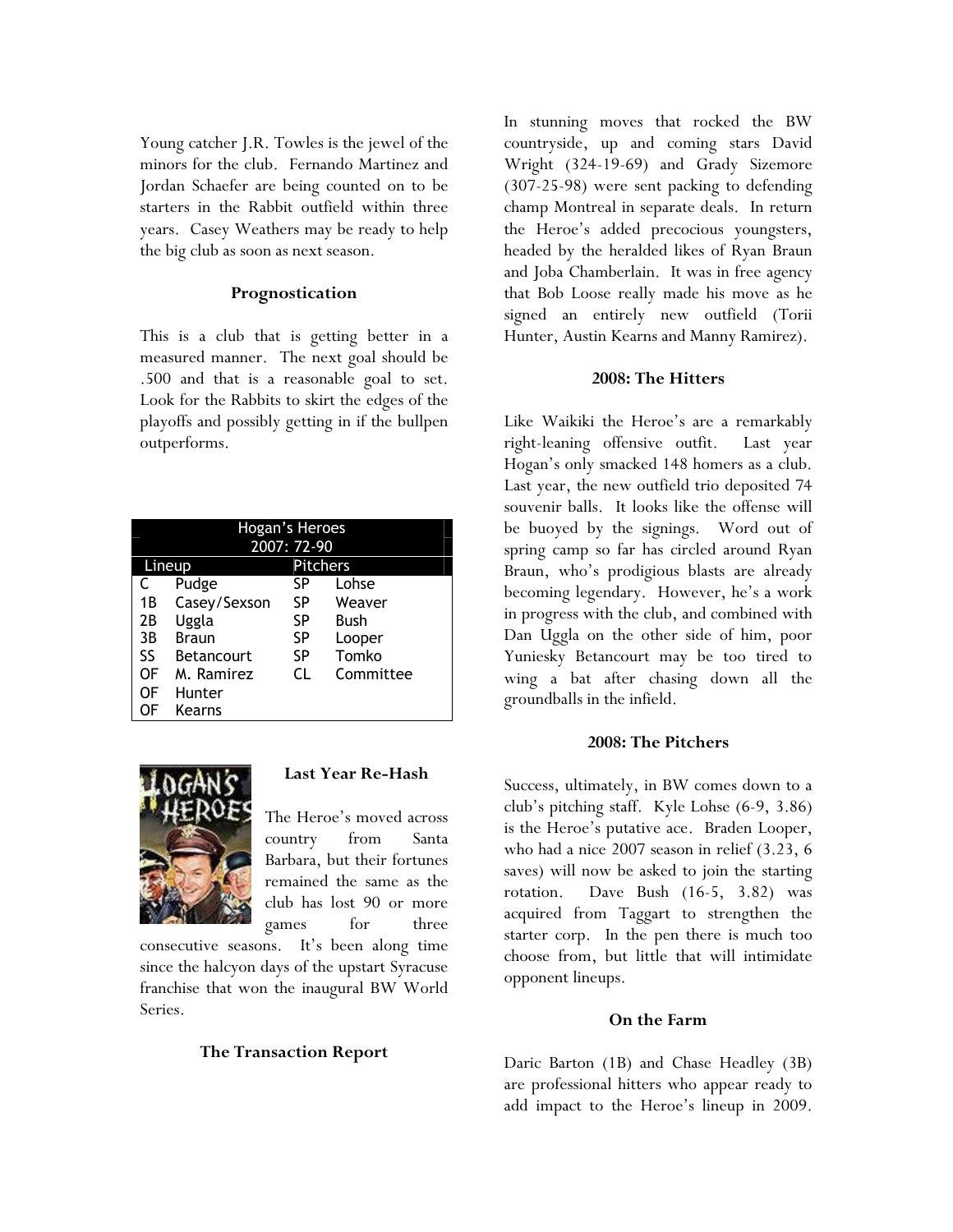Young catcher J.R. Towles is the jewel of the minors for the club. Fernando Martinez and Jordan Schaefer are being counted on to be starters in the Rabbit outfield within three years. Casey Weathers may be ready to help the big club as soon as next season.

### Prognostication

This is a club that is getting better in a measured manner. The next goal should be .500 and that is a reasonable goal to set. Look for the Rabbits to skirt the edges of the playoffs and possibly getting in if the bullpen outperforms.

| Hogan's Heroes 2007: 72-90 | | | |
|---|---|---|---|
| Lineup | | Pitchers | |
| C | Pudge | SP | Lohse |
| 1B | Casey/Sexson | SP | Weaver |
| 2B | Uggla | SP | Bush |
| 3B | Braun | SP | Looper |
| SS | Betancourt | SP | Tomko |
| OF | M. Ramirez | CL | Committee |
| OF | Hunter | | |
| OF | Kearns | | |

### Last Year Re-Hash

The Heroe's moved across country from Santa Barbara, but their fortunes remained the same as the club has lost 90 or more games for three consecutive seasons. It's been along time since the halcyon days of the upstart Syracuse franchise that won the inaugural BW World Series.

### The Transaction Report

In stunning moves that rocked the BW countryside, up and coming stars David Wright (324-19-69) and Grady Sizemore (307-25-98) were sent packing to defending champ Montreal in separate deals. In return the Heroe's added precocious youngsters, headed by the heralded likes of Ryan Braun and Joba Chamberlain. It was in free agency that Bob Loose really made his move as he signed an entirely new outfield (Torii Hunter, Austin Kearns and Manny Ramirez).

### 2008: The Hitters

Like Waikiki the Heroe's are a remarkably right-leaning offensive outfit. Last year Hogan's only smacked 148 homers as a club. Last year, the new outfield trio deposited 74 souvenir balls. It looks like the offense will be buoyed by the signings. Word out of spring camp so far has circled around Ryan Braun, who's prodigious blasts are already becoming legendary. However, he's a work in progress with the club, and combined with Dan Uggla on the other side of him, poor Yuniesky Betancourt may be too tired to wing a bat after chasing down all the groundballs in the infield.

### 2008: The Pitchers

Success, ultimately, in BW comes down to a club's pitching staff. Kyle Lohse (6-9, 3.86) is the Heroe's putative ace. Braden Looper, who had a nice 2007 season in relief (3.23, 6 saves) will now be asked to join the starting rotation. Dave Bush (16-5, 3.82) was acquired from Taggart to strengthen the starter corp. In the pen there is much too choose from, but little that will intimidate opponent lineups.

### On the Farm

Daric Barton (1B) and Chase Headley (3B) are professional hitters who appear ready to add impact to the Heroe's lineup in 2009.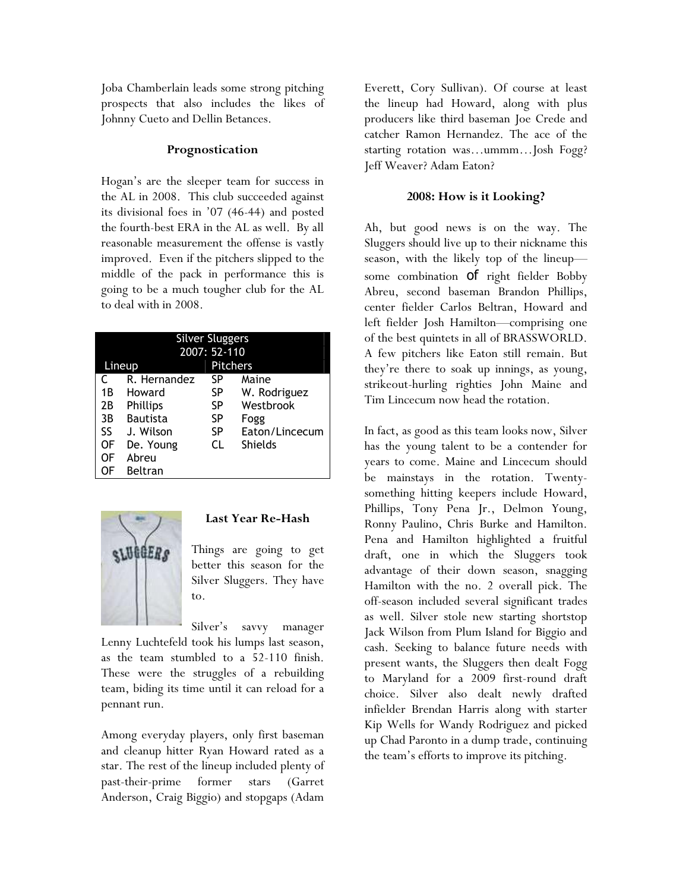Joba Chamberlain leads some strong pitching prospects that also includes the likes of Johnny Cueto and Dellin Betances.

### Prognostication

Hogan's are the sleeper team for success in the AL in 2008. This club succeeded against its divisional foes in '07 (46-44) and posted the fourth-best ERA in the AL as well. By all reasonable measurement the offense is vastly improved. Even if the pitchers slipped to the middle of the pack in performance this is going to be a much tougher club for the AL to deal with in 2008.

| Silver Sluggers 2007: 52-110 | | | |
|---|---|---|---|
| Lineup | | Pitchers | |
| C | R. Hernandez | SP | Maine |
| 1B | Howard | SP | W. Rodriguez |
| 2B | Phillips | SP | Westbrook |
| 3B | Bautista | SP | Fogg |
| SS | J. Wilson | SP | Eaton/Lincecum |
| OF | De. Young | CL | Shields |
| OF | Abreu | | |
| OF | Beltran | | |

### Last Year Re-Hash

Things are going to get better this season for the Silver Sluggers. They have to.

Silver's savvy manager Lenny Luchtefeld took his lumps last season, as the team stumbled to a 52-110 finish. These were the struggles of a rebuilding team, biding its time until it can reload for a pennant run.

Among everyday players, only first baseman and cleanup hitter Ryan Howard rated as a star. The rest of the lineup included plenty of past-their-prime former stars (Garret Anderson, Craig Biggio) and stopgaps (Adam Everett, Cory Sullivan). Of course at least the lineup had Howard, along with plus producers like third baseman Joe Crede and catcher Ramon Hernandez. The ace of the starting rotation was…ummm…Josh Fogg? Jeff Weaver? Adam Eaton?

### 2008: How is it Looking?

Ah, but good news is on the way. The Sluggers should live up to their nickname this season, with the likely top of the lineup—some combination of right fielder Bobby Abreu, second baseman Brandon Phillips, center fielder Carlos Beltran, Howard and left fielder Josh Hamilton—comprising one of the best quintets in all of BRASSWORLD. A few pitchers like Eaton still remain. But they're there to soak up innings, as young, strikeout-hurling righties John Maine and Tim Lincecum now head the rotation.

In fact, as good as this team looks now, Silver has the young talent to be a contender for years to come. Maine and Lincecum should be mainstays in the rotation. Twenty-something hitting keepers include Howard, Phillips, Tony Pena Jr., Delmon Young, Ronny Paulino, Chris Burke and Hamilton. Pena and Hamilton highlighted a fruitful draft, one in which the Sluggers took advantage of their down season, snagging Hamilton with the no. 2 overall pick. The off-season included several significant trades as well. Silver stole new starting shortstop Jack Wilson from Plum Island for Biggio and cash. Seeking to balance future needs with present wants, the Sluggers then dealt Fogg to Maryland for a 2009 first-round draft choice. Silver also dealt newly drafted infielder Brendan Harris along with starter Kip Wells for Wandy Rodriguez and picked up Chad Paronto in a dump trade, continuing the team's efforts to improve its pitching.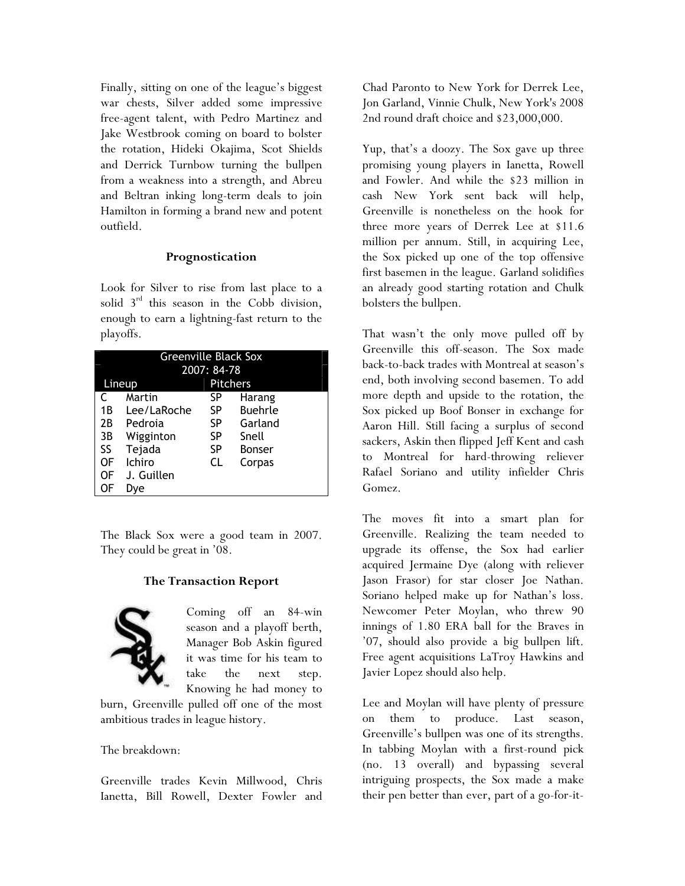Finally, sitting on one of the league's biggest war chests, Silver added some impressive free-agent talent, with Pedro Martinez and Jake Westbrook coming on board to bolster the rotation, Hideki Okajima, Scot Shields and Derrick Turnbow turning the bullpen from a weakness into a strength, and Abreu and Beltran inking long-term deals to join Hamilton in forming a brand new and potent outfield.

### Prognostication

Look for Silver to rise from last place to a solid 3rd this season in the Cobb division, enough to earn a lightning-fast return to the playoffs.

| Greenville Black Sox 2007: 84-78 | | | |
|---|---|---|---|
| Lineup | | Pitchers | |
| C | Martin | SP | Harang |
| 1B | Lee/LaRoche | SP | Buehrle |
| 2B | Pedroia | SP | Garland |
| 3B | Wigginton | SP | Snell |
| SS | Tejada | SP | Bonser |
| OF | Ichiro | CL | Corpas |
| OF | J. Guillen | | |
| OF | Dye | | |

The Black Sox were a good team in 2007. They could be great in '08.

### The Transaction Report

Coming off an 84-win season and a playoff berth, Manager Bob Askin figured it was time for his team to take the next step. Knowing he had money to burn, Greenville pulled off one of the most ambitious trades in league history.

The breakdown:

Greenville trades Kevin Millwood, Chris Ianetta, Bill Rowell, Dexter Fowler and Chad Paronto to New York for Derrek Lee, Jon Garland, Vinnie Chulk, New York's 2008 2nd round draft choice and $23,000,000.

Yup, that's a doozy. The Sox gave up three promising young players in Ianetta, Rowell and Fowler. And while the $23 million in cash New York sent back will help, Greenville is nonetheless on the hook for three more years of Derrek Lee at $11.6 million per annum. Still, in acquiring Lee, the Sox picked up one of the top offensive first basemen in the league. Garland solidifies an already good starting rotation and Chulk bolsters the bullpen.

That wasn't the only move pulled off by Greenville this off-season. The Sox made back-to-back trades with Montreal at season's end, both involving second basemen. To add more depth and upside to the rotation, the Sox picked up Boof Bonser in exchange for Aaron Hill. Still facing a surplus of second sackers, Askin then flipped Jeff Kent and cash to Montreal for hard-throwing reliever Rafael Soriano and utility infielder Chris Gomez.

The moves fit into a smart plan for Greenville. Realizing the team needed to upgrade its offense, the Sox had earlier acquired Jermaine Dye (along with reliever Jason Frasor) for star closer Joe Nathan. Soriano helped make up for Nathan's loss. Newcomer Peter Moylan, who threw 90 innings of 1.80 ERA ball for the Braves in '07, should also provide a big bullpen lift. Free agent acquisitions LaTroy Hawkins and Javier Lopez should also help.

Lee and Moylan will have plenty of pressure on them to produce. Last season, Greenville's bullpen was one of its strengths. In tabbing Moylan with a first-round pick (no. 13 overall) and bypassing several intriguing prospects, the Sox made a make their pen better than ever, part of a go-for-it-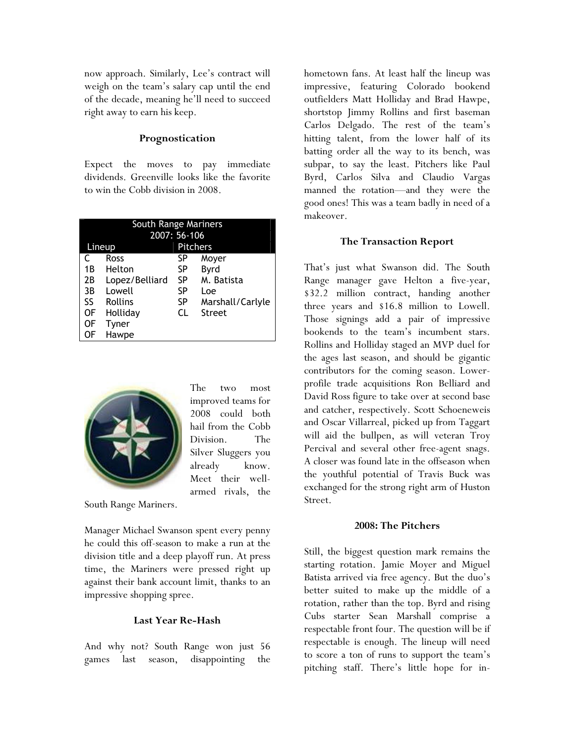now approach. Similarly, Lee's contract will weigh on the team's salary cap until the end of the decade, meaning he'll need to succeed right away to earn his keep.

### Prognostication

Expect the moves to pay immediate dividends. Greenville looks like the favorite to win the Cobb division in 2008.

| South Range Mariners 2007: 56-106 | | | |
|---|---|---|---|
| Lineup | | Pitchers | |
| C | Ross | SP | Moyer |
| 1B | Helton | SP | Byrd |
| 2B | Lopez/Belliard | SP | M. Batista |
| 3B | Lowell | SP | Loe |
| SS | Rollins | SP | Marshall/Carlyle |
| OF | Holliday | CL | Street |
| OF | Tyner | | |
| OF | Hawpe | | |

The two most improved teams for 2008 could both hail from the Cobb Division. The Silver Sluggers you already know. Meet their well-armed rivals, the South Range Mariners.

Manager Michael Swanson spent every penny he could this off-season to make a run at the division title and a deep playoff run. At press time, the Mariners were pressed right up against their bank account limit, thanks to an impressive shopping spree.

### Last Year Re-Hash

And why not? South Range won just 56 games last season, disappointing the hometown fans. At least half the lineup was impressive, featuring Colorado bookend outfielders Matt Holliday and Brad Hawpe, shortstop Jimmy Rollins and first baseman Carlos Delgado. The rest of the team's hitting talent, from the lower half of its batting order all the way to its bench, was subpar, to say the least. Pitchers like Paul Byrd, Carlos Silva and Claudio Vargas manned the rotation—and they were the good ones! This was a team badly in need of a makeover.

### The Transaction Report

That's just what Swanson did. The South Range manager gave Helton a five-year, $32.2 million contract, handing another three years and $16.8 million to Lowell. Those signings add a pair of impressive bookends to the team's incumbent stars. Rollins and Holliday staged an MVP duel for the ages last season, and should be gigantic contributors for the coming season. Lower-profile trade acquisitions Ron Belliard and David Ross figure to take over at second base and catcher, respectively. Scott Schoeneweis and Oscar Villarreal, picked up from Taggart will aid the bullpen, as will veteran Troy Percival and several other free-agent snags. A closer was found late in the offseason when the youthful potential of Travis Buck was exchanged for the strong right arm of Huston Street.

### 2008: The Pitchers

Still, the biggest question mark remains the starting rotation. Jamie Moyer and Miguel Batista arrived via free agency. But the duo's better suited to make up the middle of a rotation, rather than the top. Byrd and rising Cubs starter Sean Marshall comprise a respectable front four. The question will be if respectable is enough. The lineup will need to score a ton of runs to support the team's pitching staff. There's little hope for in-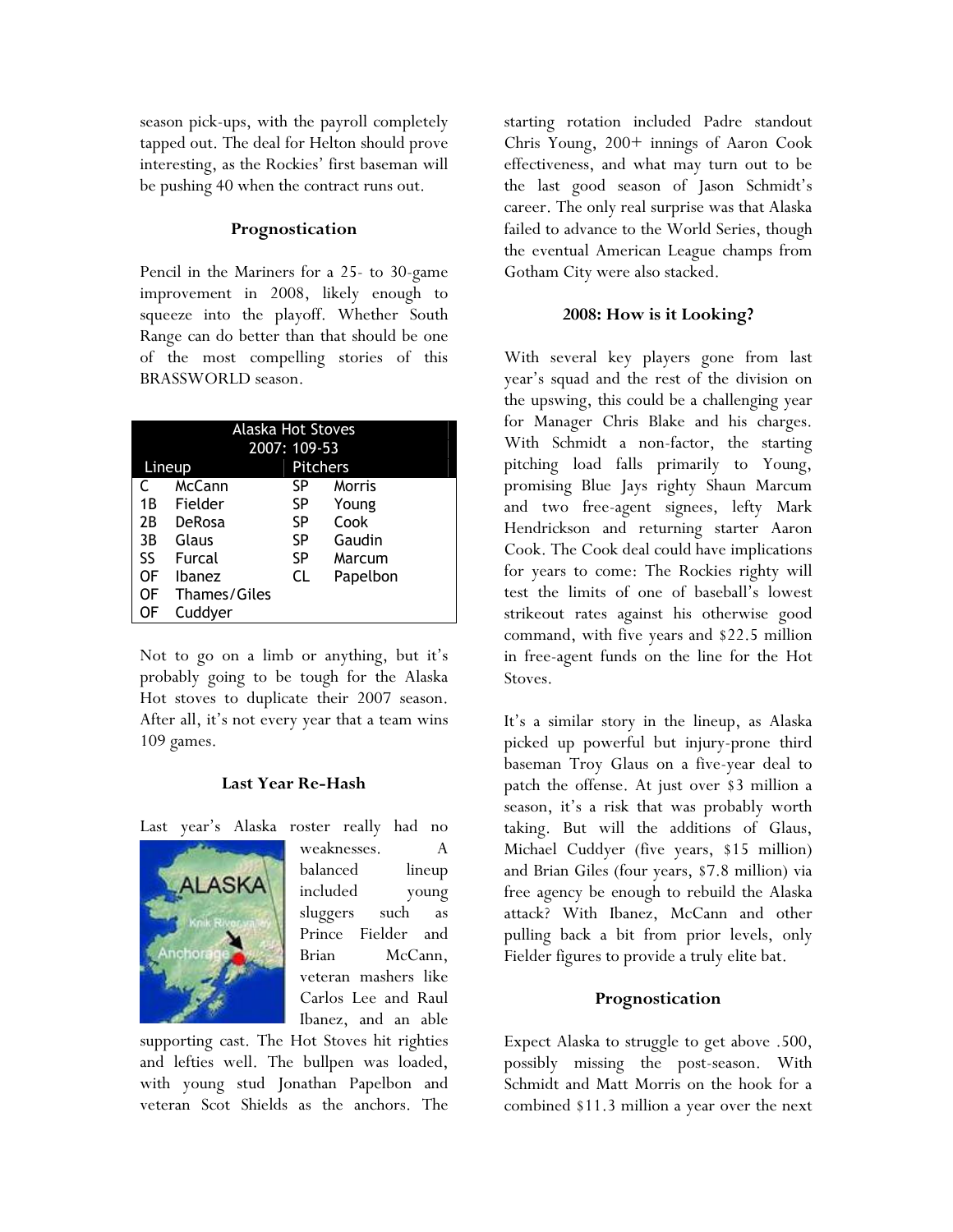season pick-ups, with the payroll completely tapped out. The deal for Helton should prove interesting, as the Rockies' first baseman will be pushing 40 when the contract runs out.

### Prognostication

Pencil in the Mariners for a 25- to 30-game improvement in 2008, likely enough to squeeze into the playoff. Whether South Range can do better than that should be one of the most compelling stories of this BRASSWORLD season.

| Alaska Hot Stoves 2007: 109-53 | | | |
|---|---|---|---|
| Lineup | | Pitchers | |
| C | McCann | SP | Morris |
| 1B | Fielder | SP | Young |
| 2B | DeRosa | SP | Cook |
| 3B | Glaus | SP | Gaudin |
| SS | Furcal | SP | Marcum |
| OF | Ibanez | CL | Papelbon |
| OF | Thames/Giles | | |
| OF | Cuddyer | | |

Not to go on a limb or anything, but it's probably going to be tough for the Alaska Hot stoves to duplicate their 2007 season. After all, it's not every year that a team wins 109 games.

### Last Year Re-Hash

Last year's Alaska roster really had no weaknesses. A balanced lineup included young sluggers such as Prince Fielder and Brian McCann, veteran mashers like Carlos Lee and Raul Ibanez, and an able supporting cast. The Hot Stoves hit righties and lefties well. The bullpen was loaded, with young stud Jonathan Papelbon and veteran Scot Shields as the anchors. The starting rotation included Padre standout Chris Young, 200+ innings of Aaron Cook effectiveness, and what may turn out to be the last good season of Jason Schmidt's career. The only real surprise was that Alaska failed to advance to the World Series, though the eventual American League champs from Gotham City were also stacked.

### 2008: How is it Looking?

With several key players gone from last year's squad and the rest of the division on the upswing, this could be a challenging year for Manager Chris Blake and his charges. With Schmidt a non-factor, the starting pitching load falls primarily to Young, promising Blue Jays righty Shaun Marcum and two free-agent signees, lefty Mark Hendrickson and returning starter Aaron Cook. The Cook deal could have implications for years to come: The Rockies righty will test the limits of one of baseball's lowest strikeout rates against his otherwise good command, with five years and $22.5 million in free-agent funds on the line for the Hot Stoves.

It's a similar story in the lineup, as Alaska picked up powerful but injury-prone third baseman Troy Glaus on a five-year deal to patch the offense. At just over $3 million a season, it's a risk that was probably worth taking. But will the additions of Glaus, Michael Cuddyer (five years, $15 million) and Brian Giles (four years, $7.8 million) via free agency be enough to rebuild the Alaska attack? With Ibanez, McCann and other pulling back a bit from prior levels, only Fielder figures to provide a truly elite bat.

### Prognostication

Expect Alaska to struggle to get above .500, possibly missing the post-season. With Schmidt and Matt Morris on the hook for a combined $11.3 million a year over the next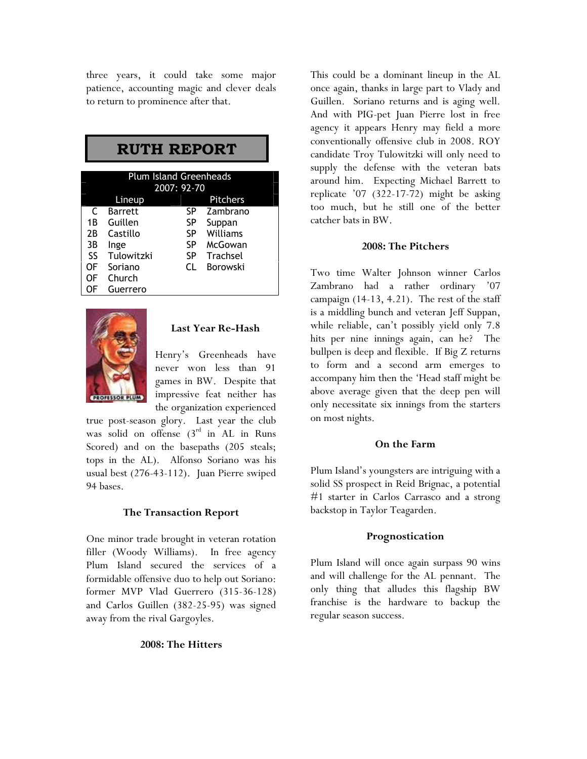three years, it could take some major patience, accounting magic and clever deals to return to prominence after that.

## RUTH REPORT

| Plum Island Greenheads 2007: 92-70 | | | |
|---|---|---|---|
| Lineup | | Pitchers | |
| C | Barrett | SP | Zambrano |
| 1B | Guillen | SP | Suppan |
| 2B | Castillo | SP | Williams |
| 3B | Inge | SP | McGowan |
| SS | Tulowitzki | SP | Trachsel |
| OF | Soriano | CL | Borowski |
| OF | Church | | |
| OF | Guerrero | | |

### Last Year Re-Hash

Henry's Greenheads have never won less than 91 games in BW. Despite that impressive feat neither has the organization experienced true post-season glory. Last year the club was solid on offense (3rd in AL in Runs Scored) and on the basepaths (205 steals; tops in the AL). Alfonso Soriano was his usual best (276-43-112). Juan Pierre swiped 94 bases.

### The Transaction Report

One minor trade brought in veteran rotation filler (Woody Williams). In free agency Plum Island secured the services of a formidable offensive duo to help out Soriano: former MVP Vlad Guerrero (315-36-128) and Carlos Guillen (382-25-95) was signed away from the rival Gargoyles.

### 2008: The Hitters

This could be a dominant lineup in the AL once again, thanks in large part to Vlady and Guillen. Soriano returns and is aging well. And with PIG-pet Juan Pierre lost in free agency it appears Henry may field a more conventionally offensive club in 2008. ROY candidate Troy Tulowitzki will only need to supply the defense with the veteran bats around him. Expecting Michael Barrett to replicate '07 (322-17-72) might be asking too much, but he still one of the better catcher bats in BW.

### 2008: The Pitchers

Two time Walter Johnson winner Carlos Zambrano had a rather ordinary '07 campaign (14-13, 4.21). The rest of the staff is a middling bunch and veteran Jeff Suppan, while reliable, can't possibly yield only 7.8 hits per nine innings again, can he? The bullpen is deep and flexible. If Big Z returns to form and a second arm emerges to accompany him then the 'Head staff might be above average given that the deep pen will only necessitate six innings from the starters on most nights.

### On the Farm

Plum Island's youngsters are intriguing with a solid SS prospect in Reid Brignac, a potential #1 starter in Carlos Carrasco and a strong backstop in Taylor Teagarden.

### Prognostication

Plum Island will once again surpass 90 wins and will challenge for the AL pennant. The only thing that alludes this flagship BW franchise is the hardware to backup the regular season success.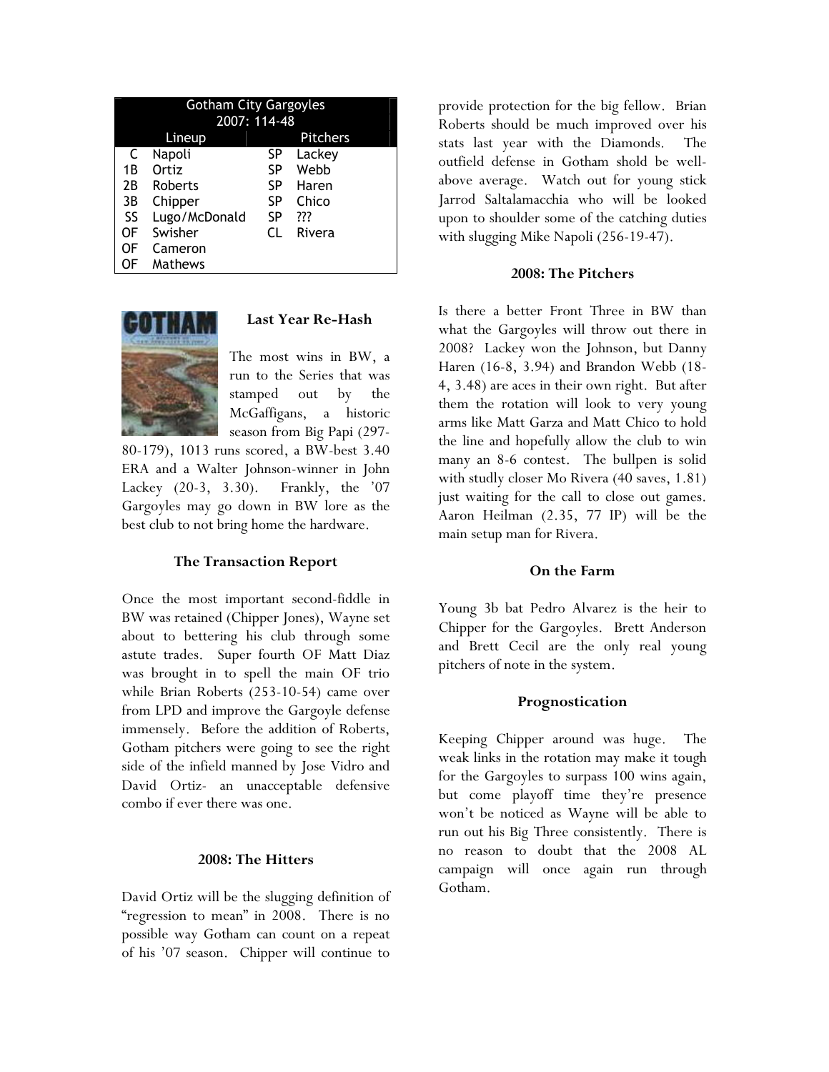| Gotham City Gargoyles 2007: 114-48 | | | |
|---|---|---|---|
| Lineup | | Pitchers | |
| C | Napoli | SP | Lackey |
| 1B | Ortiz | SP | Webb |
| 2B | Roberts | SP | Haren |
| 3B | Chipper | SP | Chico |
| SS | Lugo/McDonald | SP | ??? |
| OF | Swisher | CL | Rivera |
| OF | Cameron | | |
| OF | Mathews | | |

### Last Year Re-Hash

The most wins in BW, a run to the Series that was stamped out by the McGaffigans, a historic season from Big Papi (297-80-179), 1013 runs scored, a BW-best 3.40 ERA and a Walter Johnson-winner in John Lackey (20-3, 3.30). Frankly, the '07 Gargoyles may go down in BW lore as the best club to not bring home the hardware.

### The Transaction Report

Once the most important second-fiddle in BW was retained (Chipper Jones), Wayne set about to bettering his club through some astute trades. Super fourth OF Matt Diaz was brought in to spell the main OF trio while Brian Roberts (253-10-54) came over from LPD and improve the Gargoyle defense immensely. Before the addition of Roberts, Gotham pitchers were going to see the right side of the infield manned by Jose Vidro and David Ortiz- an unacceptable defensive combo if ever there was one.

### 2008: The Hitters

David Ortiz will be the slugging definition of "regression to mean" in 2008. There is no possible way Gotham can count on a repeat of his '07 season. Chipper will continue to provide protection for the big fellow. Brian Roberts should be much improved over his stats last year with the Diamonds. The outfield defense in Gotham shold be well-above average. Watch out for young stick Jarrod Saltalamacchia who will be looked upon to shoulder some of the catching duties with slugging Mike Napoli (256-19-47).

### 2008: The Pitchers

Is there a better Front Three in BW than what the Gargoyles will throw out there in 2008? Lackey won the Johnson, but Danny Haren (16-8, 3.94) and Brandon Webb (18-4, 3.48) are aces in their own right. But after them the rotation will look to very young arms like Matt Garza and Matt Chico to hold the line and hopefully allow the club to win many an 8-6 contest. The bullpen is solid with studly closer Mo Rivera (40 saves, 1.81) just waiting for the call to close out games. Aaron Heilman (2.35, 77 IP) will be the main setup man for Rivera.

### On the Farm

Young 3b bat Pedro Alvarez is the heir to Chipper for the Gargoyles. Brett Anderson and Brett Cecil are the only real young pitchers of note in the system.

### Prognostication

Keeping Chipper around was huge. The weak links in the rotation may make it tough for the Gargoyles to surpass 100 wins again, but come playoff time they're presence won't be noticed as Wayne will be able to run out his Big Three consistently. There is no reason to doubt that the 2008 AL campaign will once again run through Gotham.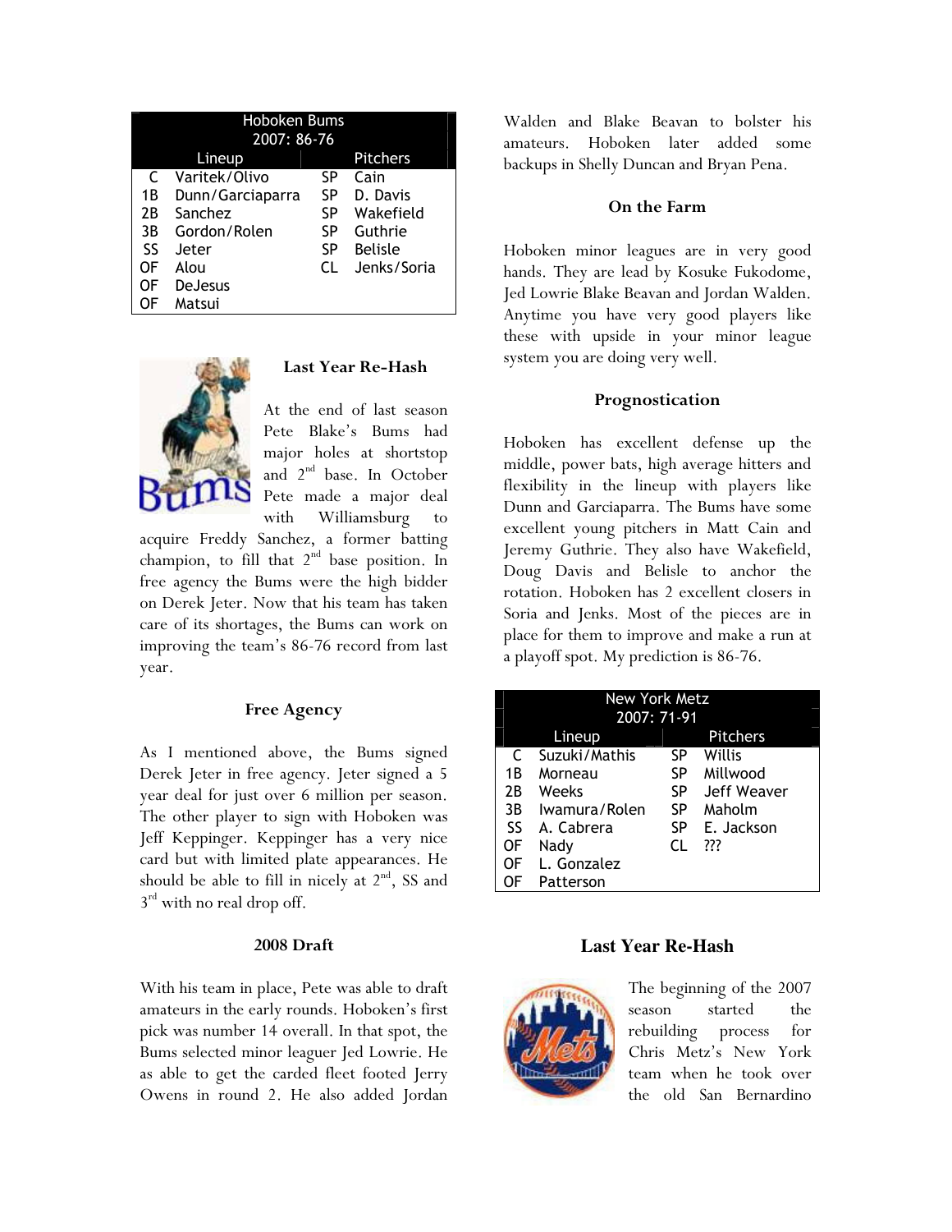| Hoboken Bums 2007: 86-76 | | | |
|---|---|---|---|
| Lineup | | Pitchers | |
| C | Varitek/Olivo | SP | Cain |
| 1B | Dunn/Garciaparra | SP | D. Davis |
| 2B | Sanchez | SP | Wakefield |
| 3B | Gordon/Rolen | SP | Guthrie |
| SS | Jeter | SP | Belisle |
| OF | Alou | CL | Jenks/Soria |
| OF | DeJesus | | |
| OF | Matsui | | |

### Last Year Re-Hash

At the end of last season Pete Blake's Bums had major holes at shortstop and 2nd base. In October Pete made a major deal with Williamsburg to acquire Freddy Sanchez, a former batting champion, to fill that 2nd base position. In free agency the Bums were the high bidder on Derek Jeter. Now that his team has taken care of its shortages, the Bums can work on improving the team's 86-76 record from last year.

### Free Agency

As I mentioned above, the Bums signed Derek Jeter in free agency. Jeter signed a 5 year deal for just over 6 million per season. The other player to sign with Hoboken was Jeff Keppinger. Keppinger has a very nice card but with limited plate appearances. He should be able to fill in nicely at 2nd, SS and 3rd with no real drop off.

### 2008 Draft

With his team in place, Pete was able to draft amateurs in the early rounds. Hoboken's first pick was number 14 overall. In that spot, the Bums selected minor leaguer Jed Lowrie. He as able to get the carded fleet footed Jerry Owens in round 2. He also added Jordan Walden and Blake Beavan to bolster his amateurs. Hoboken later added some backups in Shelly Duncan and Bryan Pena.

### On the Farm

Hoboken minor leagues are in very good hands. They are lead by Kosuke Fukodome, Jed Lowrie Blake Beavan and Jordan Walden. Anytime you have very good players like these with upside in your minor league system you are doing very well.

### Prognostication

Hoboken has excellent defense up the middle, power bats, high average hitters and flexibility in the lineup with players like Dunn and Garciaparra. The Bums have some excellent young pitchers in Matt Cain and Jeremy Guthrie. They also have Wakefield, Doug Davis and Belisle to anchor the rotation. Hoboken has 2 excellent closers in Soria and Jenks. Most of the pieces are in place for them to improve and make a run at a playoff spot. My prediction is 86-76.

| New York Metz 2007: 71-91 | | | |
|---|---|---|---|
| Lineup | | Pitchers | |
| C | Suzuki/Mathis | SP | Willis |
| 1B | Morneau | SP | Millwood |
| 2B | Weeks | SP | Jeff Weaver |
| 3B | Iwamura/Rolen | SP | Maholm |
| SS | A. Cabrera | SP | E. Jackson |
| OF | Nady | CL | ??? |
| OF | L. Gonzalez | | |
| OF | Patterson | | |

## Last Year Re-Hash

The beginning of the 2007 season started the rebuilding process for Chris Metz's New York team when he took over the old San Bernardino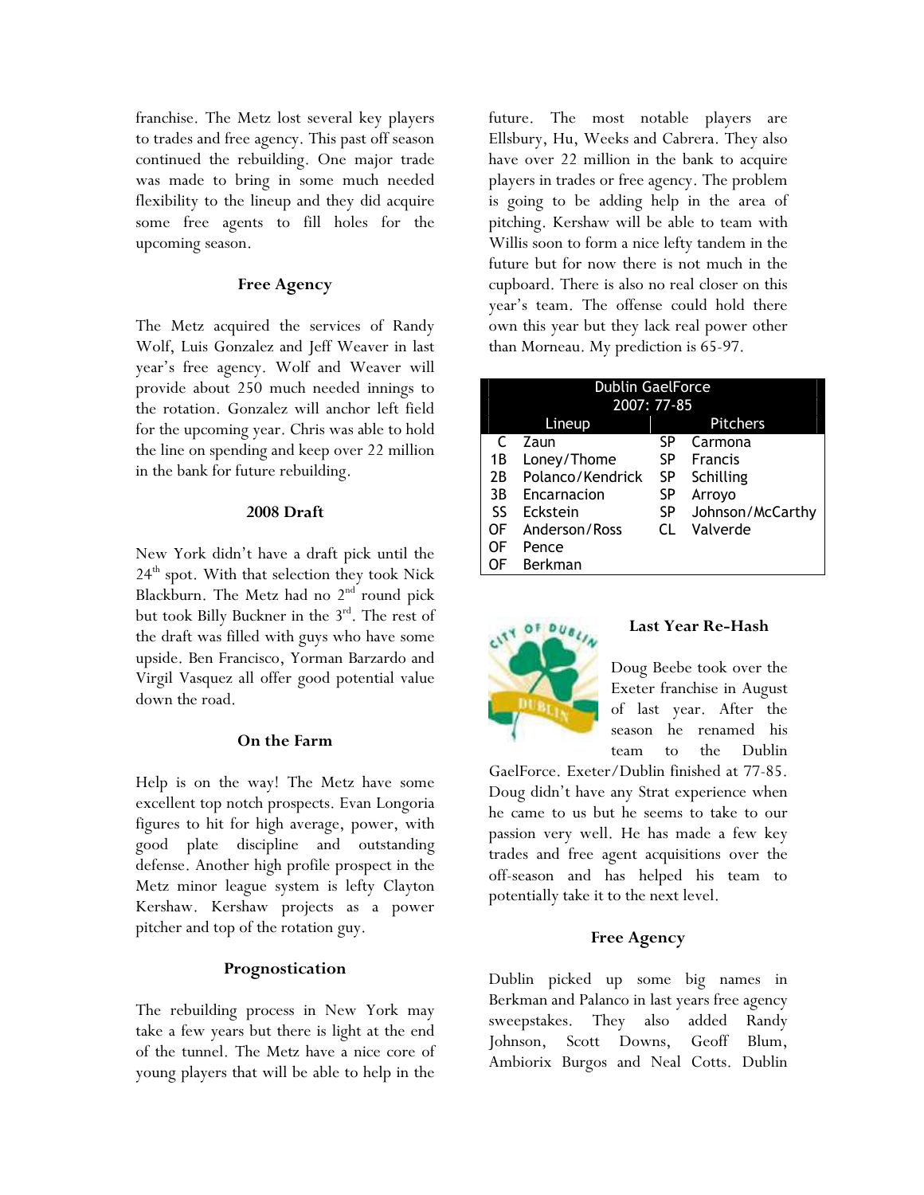franchise. The Metz lost several key players to trades and free agency. This past off season continued the rebuilding. One major trade was made to bring in some much needed flexibility to the lineup and they did acquire some free agents to fill holes for the upcoming season.

### Free Agency

The Metz acquired the services of Randy Wolf, Luis Gonzalez and Jeff Weaver in last year's free agency. Wolf and Weaver will provide about 250 much needed innings to the rotation. Gonzalez will anchor left field for the upcoming year. Chris was able to hold the line on spending and keep over 22 million in the bank for future rebuilding.

### 2008 Draft

New York didn't have a draft pick until the 24th spot. With that selection they took Nick Blackburn. The Metz had no 2nd round pick but took Billy Buckner in the 3rd. The rest of the draft was filled with guys who have some upside. Ben Francisco, Yorman Barzardo and Virgil Vasquez all offer good potential value down the road.

### On the Farm

Help is on the way! The Metz have some excellent top notch prospects. Evan Longoria figures to hit for high average, power, with good plate discipline and outstanding defense. Another high profile prospect in the Metz minor league system is lefty Clayton Kershaw. Kershaw projects as a power pitcher and top of the rotation guy.

### Prognostication

The rebuilding process in New York may take a few years but there is light at the end of the tunnel. The Metz have a nice core of young players that will be able to help in the future. The most notable players are Ellsbury, Hu, Weeks and Cabrera. They also have over 22 million in the bank to acquire players in trades or free agency. The problem is going to be adding help in the area of pitching. Kershaw will be able to team with Willis soon to form a nice lefty tandem in the future but for now there is not much in the cupboard. There is also no real closer on this year's team. The offense could hold there own this year but they lack real power other than Morneau. My prediction is 65-97.

| Dublin GaelForce 2007: 77-85 | | | |
|---|---|---|---|
| Lineup | | Pitchers | |
| C | Zaun | SP | Carmona |
| 1B | Loney/Thome | SP | Francis |
| 2B | Polanco/Kendrick | SP | Schilling |
| 3B | Encarnacion | SP | Arroyo |
| SS | Eckstein | SP | Johnson/McCarthy |
| OF | Anderson/Ross | CL | Valverde |
| OF | Pence | | |
| OF | Berkman | | |

### Last Year Re-Hash

Doug Beebe took over the Exeter franchise in August of last year. After the season he renamed his team to the Dublin GaelForce. Exeter/Dublin finished at 77-85. Doug didn't have any Strat experience when he came to us but he seems to take to our passion very well. He has made a few key trades and free agent acquisitions over the off-season and has helped his team to potentially take it to the next level.

### Free Agency

Dublin picked up some big names in Berkman and Palanco in last years free agency sweepstakes. They also added Randy Johnson, Scott Downs, Geoff Blum, Ambiorix Burgos and Neal Cotts. Dublin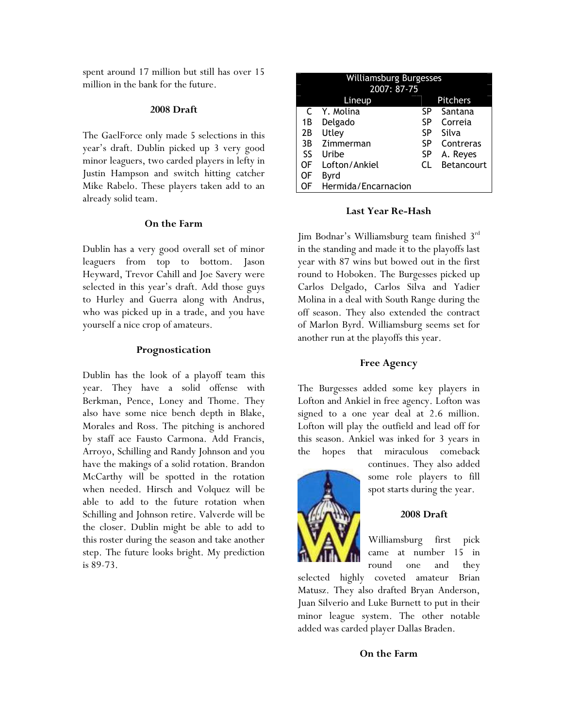spent around 17 million but still has over 15 million in the bank for the future.

### 2008 Draft

The GaelForce only made 5 selections in this year's draft. Dublin picked up 3 very good minor leaguers, two carded players in lefty in Justin Hampson and switch hitting catcher Mike Rabelo. These players taken add to an already solid team.

### On the Farm

Dublin has a very good overall set of minor leaguers from top to bottom. Jason Heyward, Trevor Cahill and Joe Savery were selected in this year's draft. Add those guys to Hurley and Guerra along with Andrus, who was picked up in a trade, and you have yourself a nice crop of amateurs.

### Prognostication

Dublin has the look of a playoff team this year. They have a solid offense with Berkman, Pence, Loney and Thome. They also have some nice bench depth in Blake, Morales and Ross. The pitching is anchored by staff ace Fausto Carmona. Add Francis, Arroyo, Schilling and Randy Johnson and you have the makings of a solid rotation. Brandon McCarthy will be spotted in the rotation when needed. Hirsch and Volquez will be able to add to the future rotation when Schilling and Johnson retire. Valverde will be the closer. Dublin might be able to add to this roster during the season and take another step. The future looks bright. My prediction is 89-73.

| Williamsburg Burgesses 2007: 87-75 | | | |
|---|---|---|---|
| Lineup | | Pitchers | |
| C | Y. Molina | SP | Santana |
| 1B | Delgado | SP | Correia |
| 2B | Utley | SP | Silva |
| 3B | Zimmerman | SP | Contreras |
| SS | Uribe | SP | A. Reyes |
| OF | Lofton/Ankiel | CL | Betancourt |
| OF | Byrd | | |
| OF | Hermida/Encarnacion | | |

### Last Year Re-Hash

Jim Bodnar's Williamsburg team finished 3rd in the standing and made it to the playoffs last year with 87 wins but bowed out in the first round to Hoboken. The Burgesses picked up Carlos Delgado, Carlos Silva and Yadier Molina in a deal with South Range during the off season. They also extended the contract of Marlon Byrd. Williamsburg seems set for another run at the playoffs this year.

### Free Agency

The Burgesses added some key players in Lofton and Ankiel in free agency. Lofton was signed to a one year deal at 2.6 million. Lofton will play the outfield and lead off for this season. Ankiel was inked for 3 years in the hopes that miraculous comeback continues. They also added some role players to fill spot starts during the year.

### 2008 Draft

Williamsburg first pick came at number 15 in round one and they selected highly coveted amateur Brian Matusz. They also drafted Bryan Anderson, Juan Silverio and Luke Burnett to put in their minor league system. The other notable added was carded player Dallas Braden.

### On the Farm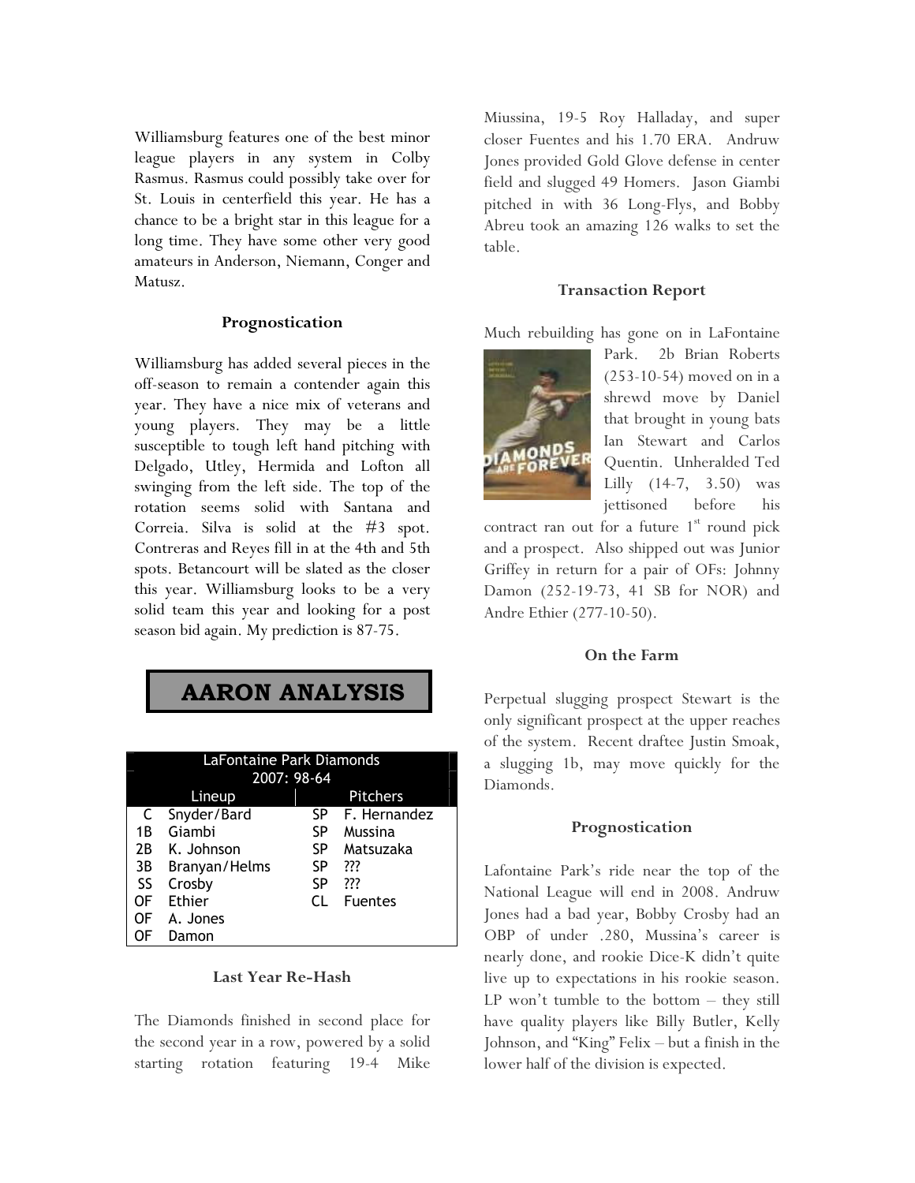Williamsburg features one of the best minor league players in any system in Colby Rasmus. Rasmus could possibly take over for St. Louis in centerfield this year. He has a chance to be a bright star in this league for a long time. They have some other very good amateurs in Anderson, Niemann, Conger and Matusz.

### Prognostication

Williamsburg has added several pieces in the off-season to remain a contender again this year. They have a nice mix of veterans and young players. They may be a little susceptible to tough left hand pitching with Delgado, Utley, Hermida and Lofton all swinging from the left side. The top of the rotation seems solid with Santana and Correia. Silva is solid at the #3 spot. Contreras and Reyes fill in at the 4th and 5th spots. Betancourt will be slated as the closer this year. Williamsburg looks to be a very solid team this year and looking for a post season bid again. My prediction is 87-75.

# AARON ANALYSIS

| LaFontaine Park Diamonds 2007: 98-64 | | | |
|---|---|---|---|
| Lineup | | Pitchers | |
| C | Snyder/Bard | SP | F. Hernandez |
| 1B | Giambi | SP | Mussina |
| 2B | K. Johnson | SP | Matsuzaka |
| 3B | Branyan/Helms | SP | ??? |
| SS | Crosby | SP | ??? |
| OF | Ethier | CL | Fuentes |
| OF | A. Jones | | |
| OF | Damon | | |

### Last Year Re-Hash

The Diamonds finished in second place for the second year in a row, powered by a solid starting rotation featuring 19-4 Mike Miussina, 19-5 Roy Halladay, and super closer Fuentes and his 1.70 ERA. Andruw Jones provided Gold Glove defense in center field and slugged 49 Homers. Jason Giambi pitched in with 36 Long-Flys, and Bobby Abreu took an amazing 126 walks to set the table.

### Transaction Report

Much rebuilding has gone on in LaFontaine Park. 2b Brian Roberts (253-10-54) moved on in a shrewd move by Daniel that brought in young bats Ian Stewart and Carlos Quentin. Unheralded Ted Lilly (14-7, 3.50) was jettisoned before his contract ran out for a future 1st round pick and a prospect. Also shipped out was Junior Griffey in return for a pair of OFs: Johnny Damon (252-19-73, 41 SB for NOR) and Andre Ethier (277-10-50).

### On the Farm

Perpetual slugging prospect Stewart is the only significant prospect at the upper reaches of the system. Recent draftee Justin Smoak, a slugging 1b, may move quickly for the Diamonds.

### Prognostication

Lafontaine Park's ride near the top of the National League will end in 2008. Andruw Jones had a bad year, Bobby Crosby had an OBP of under .280, Mussina's career is nearly done, and rookie Dice-K didn't quite live up to expectations in his rookie season. LP won't tumble to the bottom – they still have quality players like Billy Butler, Kelly Johnson, and "King" Felix – but a finish in the lower half of the division is expected.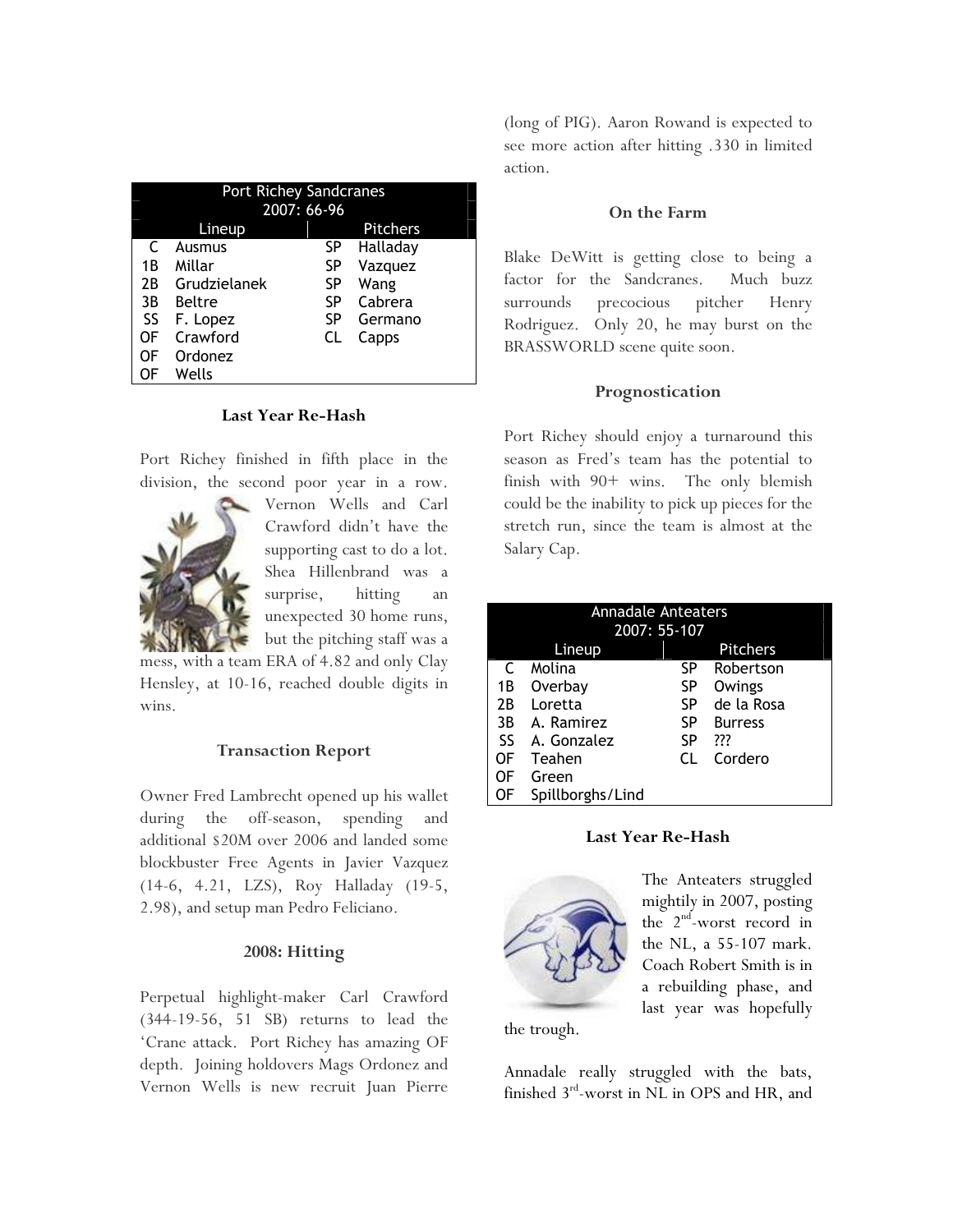| Port Richey Sandcranes 2007: 66-96 | | | |
|---|---|---|---|
| Lineup | | Pitchers | |
| C | Ausmus | SP | Halladay |
| 1B | Millar | SP | Vazquez |
| 2B | Grudzielanek | SP | Wang |
| 3B | Beltre | SP | Cabrera |
| SS | F. Lopez | SP | Germano |
| OF | Crawford | CL | Capps |
| OF | Ordonez | | |
| OF | Wells | | |

### Last Year Re-Hash

Port Richey finished in fifth place in the division, the second poor year in a row. Vernon Wells and Carl Crawford didn't have the supporting cast to do a lot. Shea Hillenbrand was a surprise, hitting an unexpected 30 home runs, but the pitching staff was a mess, with a team ERA of 4.82 and only Clay Hensley, at 10-16, reached double digits in wins.

### Transaction Report

Owner Fred Lambrecht opened up his wallet during the off-season, spending and additional $20M over 2006 and landed some blockbuster Free Agents in Javier Vazquez (14-6, 4.21, LZS), Roy Halladay (19-5, 2.98), and setup man Pedro Feliciano.

### 2008: Hitting

Perpetual highlight-maker Carl Crawford (344-19-56, 51 SB) returns to lead the 'Crane attack. Port Richey has amazing OF depth. Joining holdovers Mags Ordonez and Vernon Wells is new recruit Juan Pierre (long of PIG). Aaron Rowand is expected to see more action after hitting .330 in limited action.

### On the Farm

Blake DeWitt is getting close to being a factor for the Sandcranes. Much buzz surrounds precocious pitcher Henry Rodriguez. Only 20, he may burst on the BRASSWORLD scene quite soon.

### Prognostication

Port Richey should enjoy a turnaround this season as Fred's team has the potential to finish with 90+ wins. The only blemish could be the inability to pick up pieces for the stretch run, since the team is almost at the Salary Cap.

| Annadale Anteaters 2007: 55-107 | | | |
|---|---|---|---|
| Lineup | | Pitchers | |
| C | Molina | SP | Robertson |
| 1B | Overbay | SP | Owings |
| 2B | Loretta | SP | de la Rosa |
| 3B | A. Ramirez | SP | Burress |
| SS | A. Gonzalez | SP | ??? |
| OF | Teahen | CL | Cordero |
| OF | Green | | |
| OF | Spillborghs/Lind | | |

### Last Year Re-Hash

The Anteaters struggled mightily in 2007, posting the 2nd-worst record in the NL, a 55-107 mark. Coach Robert Smith is in a rebuilding phase, and last year was hopefully the trough.

Annadale really struggled with the bats, finished 3rd-worst in NL in OPS and HR, and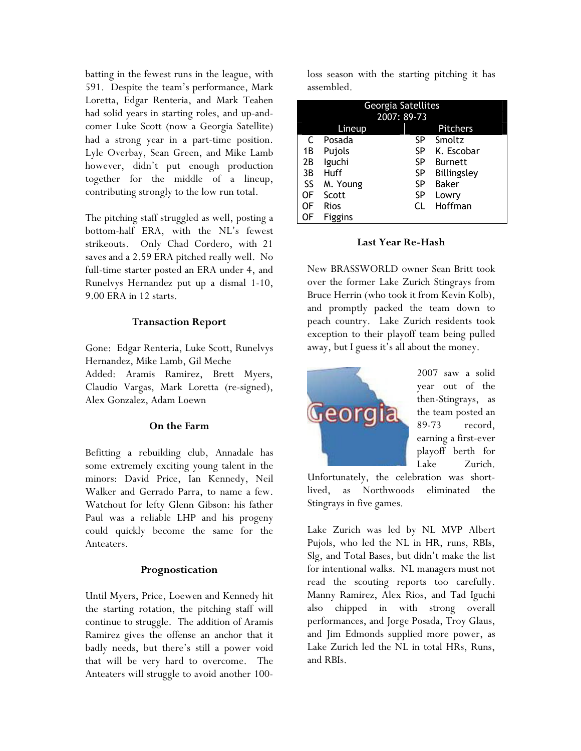batting in the fewest runs in the league, with 591. Despite the team's performance, Mark Loretta, Edgar Renteria, and Mark Teahen had solid years in starting roles, and up-and-comer Luke Scott (now a Georgia Satellite) had a strong year in a part-time position. Lyle Overbay, Sean Green, and Mike Lamb however, didn't put enough production together for the middle of a lineup, contributing strongly to the low run total.

The pitching staff struggled as well, posting a bottom-half ERA, with the NL's fewest strikeouts. Only Chad Cordero, with 21 saves and a 2.59 ERA pitched really well. No full-time starter posted an ERA under 4, and Runelvys Hernandez put up a dismal 1-10, 9.00 ERA in 12 starts.

### Transaction Report

Gone: Edgar Renteria, Luke Scott, Runelvys Hernandez, Mike Lamb, Gil Meche
Added: Aramis Ramirez, Brett Myers, Claudio Vargas, Mark Loretta (re-signed), Alex Gonzalez, Adam Loewn

### On the Farm

Befitting a rebuilding club, Annadale has some extremely exciting young talent in the minors: David Price, Ian Kennedy, Neil Walker and Gerrado Parra, to name a few. Watchout for lefty Glenn Gibson: his father Paul was a reliable LHP and his progeny could quickly become the same for the Anteaters.

### Prognostication

Until Myers, Price, Loewen and Kennedy hit the starting rotation, the pitching staff will continue to struggle. The addition of Aramis Ramirez gives the offense an anchor that it badly needs, but there's still a power void that will be very hard to overcome. The Anteaters will struggle to avoid another 100-loss season with the starting pitching it has assembled.

| Georgia Satellites 2007: 89-73 | | | |
|---|---|---|---|
| Lineup | | Pitchers | |
| C | Posada | SP | Smoltz |
| 1B | Pujols | SP | K. Escobar |
| 2B | Iguchi | SP | Burnett |
| 3B | Huff | SP | Billingsley |
| SS | M. Young | SP | Baker |
| OF | Scott | SP | Lowry |
| OF | Rios | CL | Hoffman |
| OF | Figgins | | |

### Last Year Re-Hash

New BRASSWORLD owner Sean Britt took over the former Lake Zurich Stingrays from Bruce Herrin (who took it from Kevin Kolb), and promptly packed the team down to peach country. Lake Zurich residents took exception to their playoff team being pulled away, but I guess it's all about the money.

2007 saw a solid year out of the then-Stingrays, as the team posted an 89-73 record, earning a first-ever playoff berth for Lake Zurich. Unfortunately, the celebration was short-lived, as Northwoods eliminated the Stingrays in five games.

Lake Zurich was led by NL MVP Albert Pujols, who led the NL in HR, runs, RBIs, Slg, and Total Bases, but didn't make the list for intentional walks. NL managers must not read the scouting reports too carefully. Manny Ramirez, Alex Rios, and Tad Iguchi also chipped in with strong overall performances, and Jorge Posada, Troy Glaus, and Jim Edmonds supplied more power, as Lake Zurich led the NL in total HRs, Runs, and RBIs.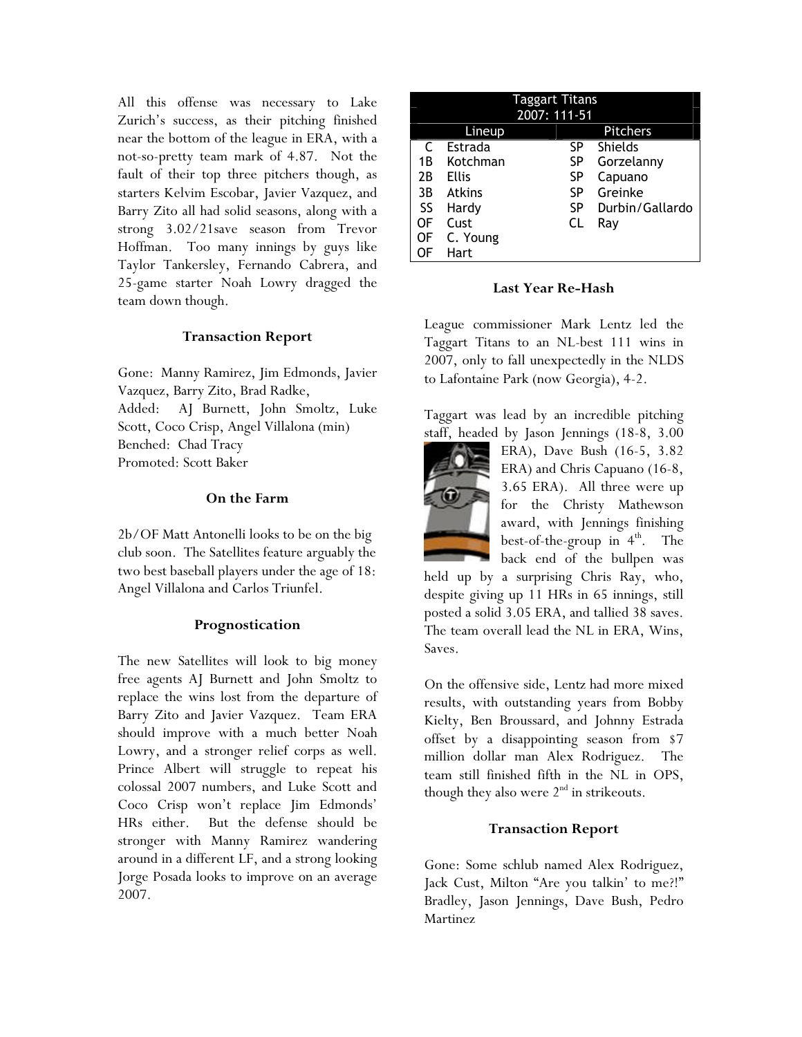All this offense was necessary to Lake Zurich's success, as their pitching finished near the bottom of the league in ERA, with a not-so-pretty team mark of 4.87. Not the fault of their top three pitchers though, as starters Kelvim Escobar, Javier Vazquez, and Barry Zito all had solid seasons, along with a strong 3.02/21save season from Trevor Hoffman. Too many innings by guys like Taylor Tankersley, Fernando Cabrera, and 25-game starter Noah Lowry dragged the team down though.

### Transaction Report

Gone: Manny Ramirez, Jim Edmonds, Javier Vazquez, Barry Zito, Brad Radke,
Added: AJ Burnett, John Smoltz, Luke Scott, Coco Crisp, Angel Villalona (min)
Benched: Chad Tracy
Promoted: Scott Baker

### On the Farm

2b/OF Matt Antonelli looks to be on the big club soon. The Satellites feature arguably the two best baseball players under the age of 18: Angel Villalona and Carlos Triunfel.

### Prognostication

The new Satellites will look to big money free agents AJ Burnett and John Smoltz to replace the wins lost from the departure of Barry Zito and Javier Vazquez. Team ERA should improve with a much better Noah Lowry, and a stronger relief corps as well. Prince Albert will struggle to repeat his colossal 2007 numbers, and Luke Scott and Coco Crisp won't replace Jim Edmonds' HRs either. But the defense should be stronger with Manny Ramirez wandering around in a different LF, and a strong looking Jorge Posada looks to improve on an average 2007.

| Taggart Titans 2007: 111-51 | | | |
|---|---|---|---|
| Lineup | | Pitchers | |
| C | Estrada | SP | Shields |
| 1B | Kotchman | SP | Gorzelanny |
| 2B | Ellis | SP | Capuano |
| 3B | Atkins | SP | Greinke |
| SS | Hardy | SP | Durbin/Gallardo |
| OF | Cust | CL | Ray |
| OF | C. Young | | |
| OF | Hart | | |

### Last Year Re-Hash

League commissioner Mark Lentz led the Taggart Titans to an NL-best 111 wins in 2007, only to fall unexpectedly in the NLDS to Lafontaine Park (now Georgia), 4-2.

Taggart was lead by an incredible pitching staff, headed by Jason Jennings (18-8, 3.00 ERA), Dave Bush (16-5, 3.82 ERA) and Chris Capuano (16-8, 3.65 ERA). All three were up for the Christy Mathewson award, with Jennings finishing best-of-the-group in 4th. The back end of the bullpen was held up by a surprising Chris Ray, who, despite giving up 11 HRs in 65 innings, still posted a solid 3.05 ERA, and tallied 38 saves. The team overall lead the NL in ERA, Wins, Saves.

On the offensive side, Lentz had more mixed results, with outstanding years from Bobby Kielty, Ben Broussard, and Johnny Estrada offset by a disappointing season from $7 million dollar man Alex Rodriguez. The team still finished fifth in the NL in OPS, though they also were 2nd in strikeouts.

### Transaction Report

Gone: Some schlub named Alex Rodriguez, Jack Cust, Milton "Are you talkin' to me?!" Bradley, Jason Jennings, Dave Bush, Pedro Martinez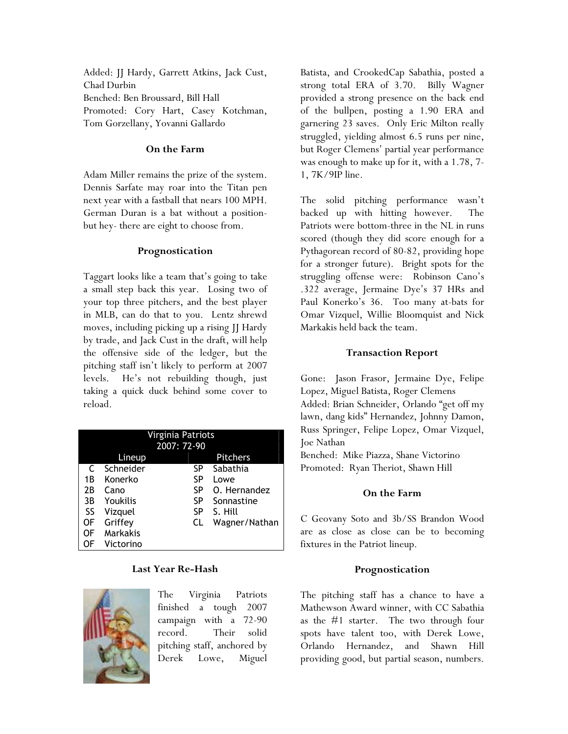Added: JJ Hardy, Garrett Atkins, Jack Cust, Chad Durbin
Benched: Ben Broussard, Bill Hall
Promoted: Cory Hart, Casey Kotchman, Tom Gorzellany, Yovanni Gallardo

### On the Farm

Adam Miller remains the prize of the system. Dennis Sarfate may roar into the Titan pen next year with a fastball that nears 100 MPH. German Duran is a bat without a position- but hey- there are eight to choose from.

### Prognostication

Taggart looks like a team that's going to take a small step back this year. Losing two of your top three pitchers, and the best player in MLB, can do that to you. Lentz shrewd moves, including picking up a rising JJ Hardy by trade, and Jack Cust in the draft, will help the offensive side of the ledger, but the pitching staff isn't likely to perform at 2007 levels. He's not rebuilding though, just taking a quick duck behind some cover to reload.

| Virginia Patriots 2007: 72-90 | | | |
|---|---|---|---|
| Lineup | | Pitchers | |
| C | Schneider | SP | Sabathia |
| 1B | Konerko | SP | Lowe |
| 2B | Cano | SP | O. Hernandez |
| 3B | Youkilis | SP | Sonnastine |
| SS | Vizquel | SP | S. Hill |
| OF | Griffey | CL | Wagner/Nathan |
| OF | Markakis | | |
| OF | Victorino | | |

### Last Year Re-Hash

The Virginia Patriots finished a tough 2007 campaign with a 72-90 record. Their solid pitching staff, anchored by Derek Lowe, Miguel Batista, and CrookedCap Sabathia, posted a strong total ERA of 3.70. Billy Wagner provided a strong presence on the back end of the bullpen, posting a 1.90 ERA and garnering 23 saves. Only Eric Milton really struggled, yielding almost 6.5 runs per nine, but Roger Clemens' partial year performance was enough to make up for it, with a 1.78, 7-1, 7K/9IP line.

The solid pitching performance wasn't backed up with hitting however. The Patriots were bottom-three in the NL in runs scored (though they did score enough for a Pythagorean record of 80-82, providing hope for a stronger future). Bright spots for the struggling offense were: Robinson Cano's .322 average, Jermaine Dye's 37 HRs and Paul Konerko's 36. Too many at-bats for Omar Vizquel, Willie Bloomquist and Nick Markakis held back the team.

### Transaction Report

Gone: Jason Frasor, Jermaine Dye, Felipe Lopez, Miguel Batista, Roger Clemens
Added: Brian Schneider, Orlando "get off my lawn, dang kids" Hernandez, Johnny Damon, Russ Springer, Felipe Lopez, Omar Vizquel, Joe Nathan
Benched: Mike Piazza, Shane Victorino
Promoted: Ryan Theriot, Shawn Hill

### On the Farm

C Geovany Soto and 3b/SS Brandon Wood are as close as close can be to becoming fixtures in the Patriot lineup.

### Prognostication

The pitching staff has a chance to have a Mathewson Award winner, with CC Sabathia as the #1 starter. The two through four spots have talent too, with Derek Lowe, Orlando Hernandez, and Shawn Hill providing good, but partial season, numbers.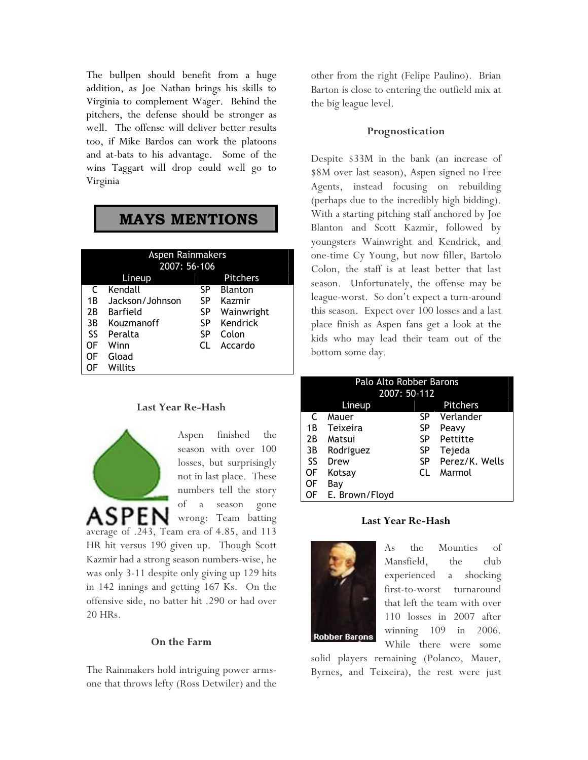The bullpen should benefit from a huge addition, as Joe Nathan brings his skills to Virginia to complement Wager. Behind the pitchers, the defense should be stronger as well. The offense will deliver better results too, if Mike Bardos can work the platoons and at-bats to his advantage. Some of the wins Taggart will drop could well go to Virginia

# MAYS MENTIONS

| Aspen Rainmakers 2007: 56-106 | | | |
|---|---|---|---|
| Lineup | | Pitchers | |
| C | Kendall | SP | Blanton |
| 1B | Jackson/Johnson | SP | Kazmir |
| 2B | Barfield | SP | Wainwright |
| 3B | Kouzmanoff | SP | Kendrick |
| SS | Peralta | SP | Colon |
| OF | Winn | CL | Accardo |
| OF | Gload | | |
| OF | Willits | | |

### Last Year Re-Hash

Aspen finished the season with over 100 losses, but surprisingly not in last place. These numbers tell the story of a season gone wrong: Team batting average of .243, Team era of 4.85, and 113 HR hit versus 190 given up. Though Scott Kazmir had a strong season numbers-wise, he was only 3-11 despite only giving up 129 hits in 142 innings and getting 167 Ks. On the offensive side, no batter hit .290 or had over 20 HRs.

### On the Farm

The Rainmakers hold intriguing power arms-one that throws lefty (Ross Detwiler) and the other from the right (Felipe Paulino). Brian Barton is close to entering the outfield mix at the big league level.

### Prognostication

Despite $33M in the bank (an increase of $8M over last season), Aspen signed no Free Agents, instead focusing on rebuilding (perhaps due to the incredibly high bidding). With a starting pitching staff anchored by Joe Blanton and Scott Kazmir, followed by youngsters Wainwright and Kendrick, and one-time Cy Young, but now filler, Bartolo Colon, the staff is at least better that last season. Unfortunately, the offense may be league-worst. So don't expect a turn-around this season. Expect over 100 losses and a last place finish as Aspen fans get a look at the kids who may lead their team out of the bottom some day.

| Palo Alto Robber Barons 2007: 50-112 | | | |
|---|---|---|---|
| Lineup | | Pitchers | |
| C | Mauer | SP | Verlander |
| 1B | Teixeira | SP | Peavy |
| 2B | Matsui | SP | Pettitte |
| 3B | Rodriguez | SP | Tejeda |
| SS | Drew | SP | Perez/K. Wells |
| OF | Kotsay | CL | Marmol |
| OF | Bay | | |
| OF | E. Brown/Floyd | | |

### Last Year Re-Hash

As the Mounties of Mansfield, the club experienced a shocking first-to-worst turnaround that left the team with over 110 losses in 2007 after winning 109 in 2006. While there were some solid players remaining (Polanco, Mauer, Byrnes, and Teixeira), the rest were just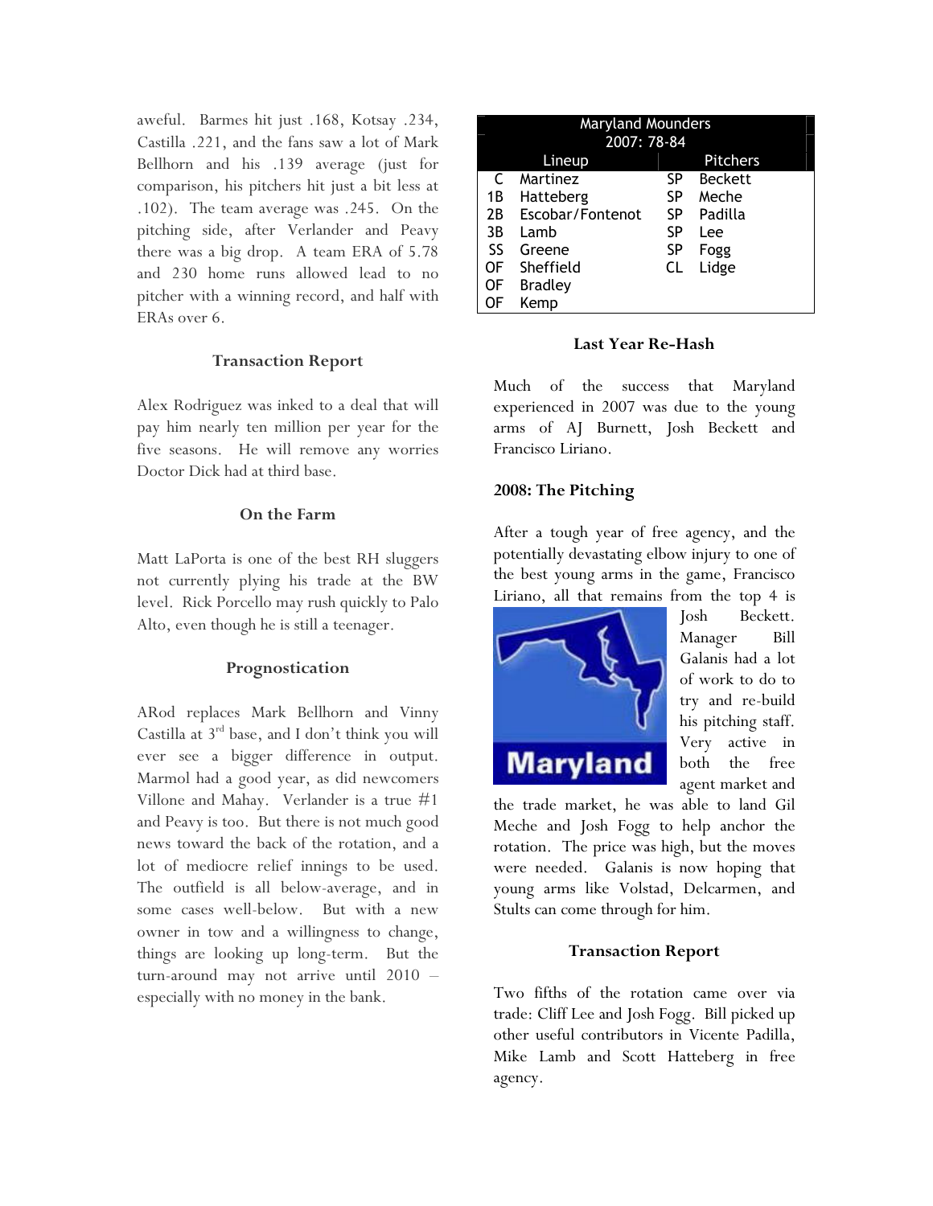aweful. Barmes hit just .168, Kotsay .234, Castilla .221, and the fans saw a lot of Mark Bellhorn and his .139 average (just for comparison, his pitchers hit just a bit less at .102). The team average was .245. On the pitching side, after Verlander and Peavy there was a big drop. A team ERA of 5.78 and 230 home runs allowed lead to no pitcher with a winning record, and half with ERAs over 6.

### Transaction Report

Alex Rodriguez was inked to a deal that will pay him nearly ten million per year for the five seasons. He will remove any worries Doctor Dick had at third base.

### On the Farm

Matt LaPorta is one of the best RH sluggers not currently plying his trade at the BW level. Rick Porcello may rush quickly to Palo Alto, even though he is still a teenager.

### Prognostication

ARod replaces Mark Bellhorn and Vinny Castilla at 3rd base, and I don't think you will ever see a bigger difference in output. Marmol had a good year, as did newcomers Villone and Mahay. Verlander is a true #1 and Peavy is too. But there is not much good news toward the back of the rotation, and a lot of mediocre relief innings to be used. The outfield is all below-average, and in some cases well-below. But with a new owner in tow and a willingness to change, things are looking up long-term. But the turn-around may not arrive until 2010 – especially with no money in the bank.

| Maryland Mounders 2007: 78-84 | | | |
|---|---|---|---|
| Lineup | | Pitchers | |
| C | Martinez | SP | Beckett |
| 1B | Hatteberg | SP | Meche |
| 2B | Escobar/Fontenot | SP | Padilla |
| 3B | Lamb | SP | Lee |
| SS | Greene | SP | Fogg |
| OF | Sheffield | CL | Lidge |
| OF | Bradley | | |
| OF | Kemp | | |

### Last Year Re-Hash

Much of the success that Maryland experienced in 2007 was due to the young arms of AJ Burnett, Josh Beckett and Francisco Liriano.

### 2008: The Pitching

After a tough year of free agency, and the potentially devastating elbow injury to one of the best young arms in the game, Francisco Liriano, all that remains from the top 4 is Josh Beckett. Manager Bill Galanis had a lot of work to do to try and re-build his pitching staff. Very active in both the free agent market and the trade market, he was able to land Gil Meche and Josh Fogg to help anchor the rotation. The price was high, but the moves were needed. Galanis is now hoping that young arms like Volstad, Delcarmen, and Stults can come through for him.

### Transaction Report

Two fifths of the rotation came over via trade: Cliff Lee and Josh Fogg. Bill picked up other useful contributors in Vicente Padilla, Mike Lamb and Scott Hatteberg in free agency.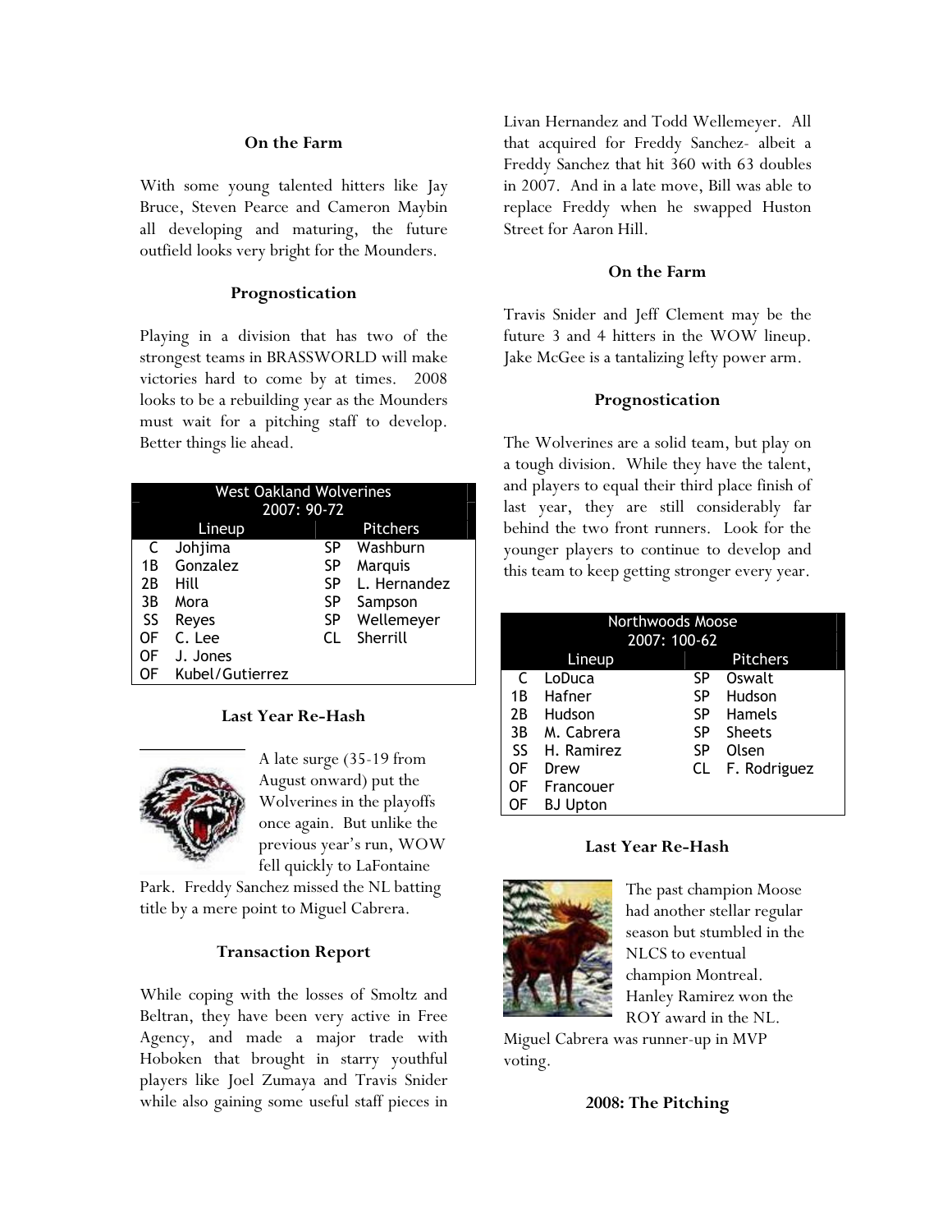### On the Farm

With some young talented hitters like Jay Bruce, Steven Pearce and Cameron Maybin all developing and maturing, the future outfield looks very bright for the Mounders.

### Prognostication

Playing in a division that has two of the strongest teams in BRASSWORLD will make victories hard to come by at times. 2008 looks to be a rebuilding year as the Mounders must wait for a pitching staff to develop. Better things lie ahead.

| West Oakland Wolverines 2007: 90-72 | | | |
|---|---|---|---|
| Lineup | | Pitchers | |
| C | Johjima | SP | Washburn |
| 1B | Gonzalez | SP | Marquis |
| 2B | Hill | SP | L. Hernandez |
| 3B | Mora | SP | Sampson |
| SS | Reyes | SP | Wellemeyer |
| OF | C. Lee | CL | Sherrill |
| OF | J. Jones | | |
| OF | Kubel/Gutierrez | | |

### Last Year Re-Hash

A late surge (35-19 from August onward) put the Wolverines in the playoffs once again. But unlike the previous year's run, WOW fell quickly to LaFontaine Park. Freddy Sanchez missed the NL batting title by a mere point to Miguel Cabrera.

### Transaction Report

While coping with the losses of Smoltz and Beltran, they have been very active in Free Agency, and made a major trade with Hoboken that brought in starry youthful players like Joel Zumaya and Travis Snider while also gaining some useful staff pieces in Livan Hernandez and Todd Wellemeyer. All that acquired for Freddy Sanchez- albeit a Freddy Sanchez that hit 360 with 63 doubles in 2007. And in a late move, Bill was able to replace Freddy when he swapped Huston Street for Aaron Hill.

### On the Farm

Travis Snider and Jeff Clement may be the future 3 and 4 hitters in the WOW lineup. Jake McGee is a tantalizing lefty power arm.

### Prognostication

The Wolverines are a solid team, but play on a tough division. While they have the talent, and players to equal their third place finish of last year, they are still considerably far behind the two front runners. Look for the younger players to continue to develop and this team to keep getting stronger every year.

| Northwoods Moose 2007: 100-62 | | | |
|---|---|---|---|
| Lineup | | Pitchers | |
| C | LoDuca | SP | Oswalt |
| 1B | Hafner | SP | Hudson |
| 2B | Hudson | SP | Hamels |
| 3B | M. Cabrera | SP | Sheets |
| SS | H. Ramirez | SP | Olsen |
| OF | Drew | CL | F. Rodriguez |
| OF | Francouer | | |
| OF | BJ Upton | | |

### Last Year Re-Hash

The past champion Moose had another stellar regular season but stumbled in the NLCS to eventual champion Montreal. Hanley Ramirez won the ROY award in the NL. Miguel Cabrera was runner-up in MVP voting.

### 2008: The Pitching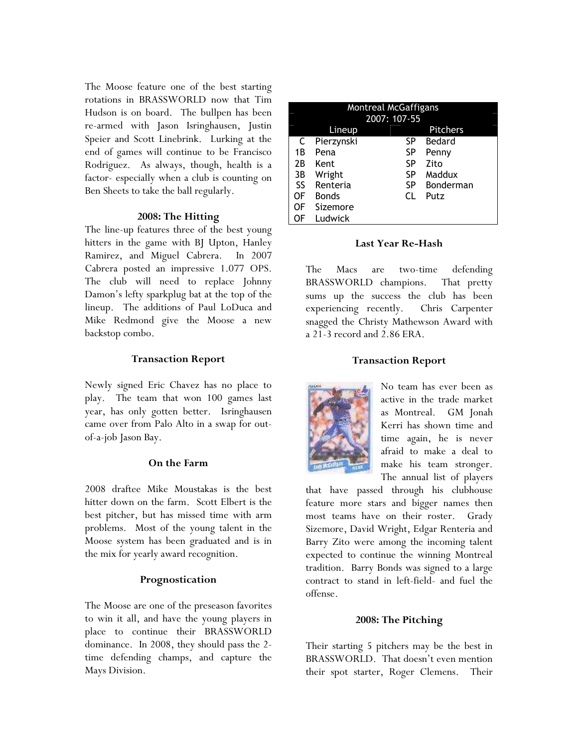The Moose feature one of the best starting rotations in BRASSWORLD now that Tim Hudson is on board. The bullpen has been re-armed with Jason Isringhausen, Justin Speier and Scott Linebrink. Lurking at the end of games will continue to be Francisco Rodriguez. As always, though, health is a factor- especially when a club is counting on Ben Sheets to take the ball regularly.

### 2008: The Hitting

The line-up features three of the best young hitters in the game with BJ Upton, Hanley Ramirez, and Miguel Cabrera. In 2007 Cabrera posted an impressive 1.077 OPS. The club will need to replace Johnny Damon's lefty sparkplug bat at the top of the lineup. The additions of Paul LoDuca and Mike Redmond give the Moose a new backstop combo.

### Transaction Report

Newly signed Eric Chavez has no place to play. The team that won 100 games last year, has only gotten better. Isringhausen came over from Palo Alto in a swap for out-of-a-job Jason Bay.

### On the Farm

2008 draftee Mike Moustakas is the best hitter down on the farm. Scott Elbert is the best pitcher, but has missed time with arm problems. Most of the young talent in the Moose system has been graduated and is in the mix for yearly award recognition.

### Prognostication

The Moose are one of the preseason favorites to win it all, and have the young players in place to continue their BRASSWORLD dominance. In 2008, they should pass the 2-time defending champs, and capture the Mays Division.

| Montreal McGaffigans 2007: 107-55 | | | |
|---|---|---|---|
| Lineup | | Pitchers | |
| C | Pierzynski | SP | Bedard |
| 1B | Pena | SP | Penny |
| 2B | Kent | SP | Zito |
| 3B | Wright | SP | Maddux |
| SS | Renteria | SP | Bonderman |
| OF | Bonds | CL | Putz |
| OF | Sizemore | | |
| OF | Ludwick | | |

### Last Year Re-Hash

The Macs are two-time defending BRASSWORLD champions. That pretty sums up the success the club has been experiencing recently. Chris Carpenter snagged the Christy Mathewson Award with a 21-3 record and 2.86 ERA.

### Transaction Report

No team has ever been as active in the trade market as Montreal. GM Jonah Kerri has shown time and time again, he is never afraid to make a deal to make his team stronger. The annual list of players that have passed through his clubhouse feature more stars and bigger names then most teams have on their roster. Grady Sizemore, David Wright, Edgar Renteria and Barry Zito were among the incoming talent expected to continue the winning Montreal tradition. Barry Bonds was signed to a large contract to stand in left-field- and fuel the offense.

### 2008: The Pitching

Their starting 5 pitchers may be the best in BRASSWORLD. That doesn't even mention their spot starter, Roger Clemens. Their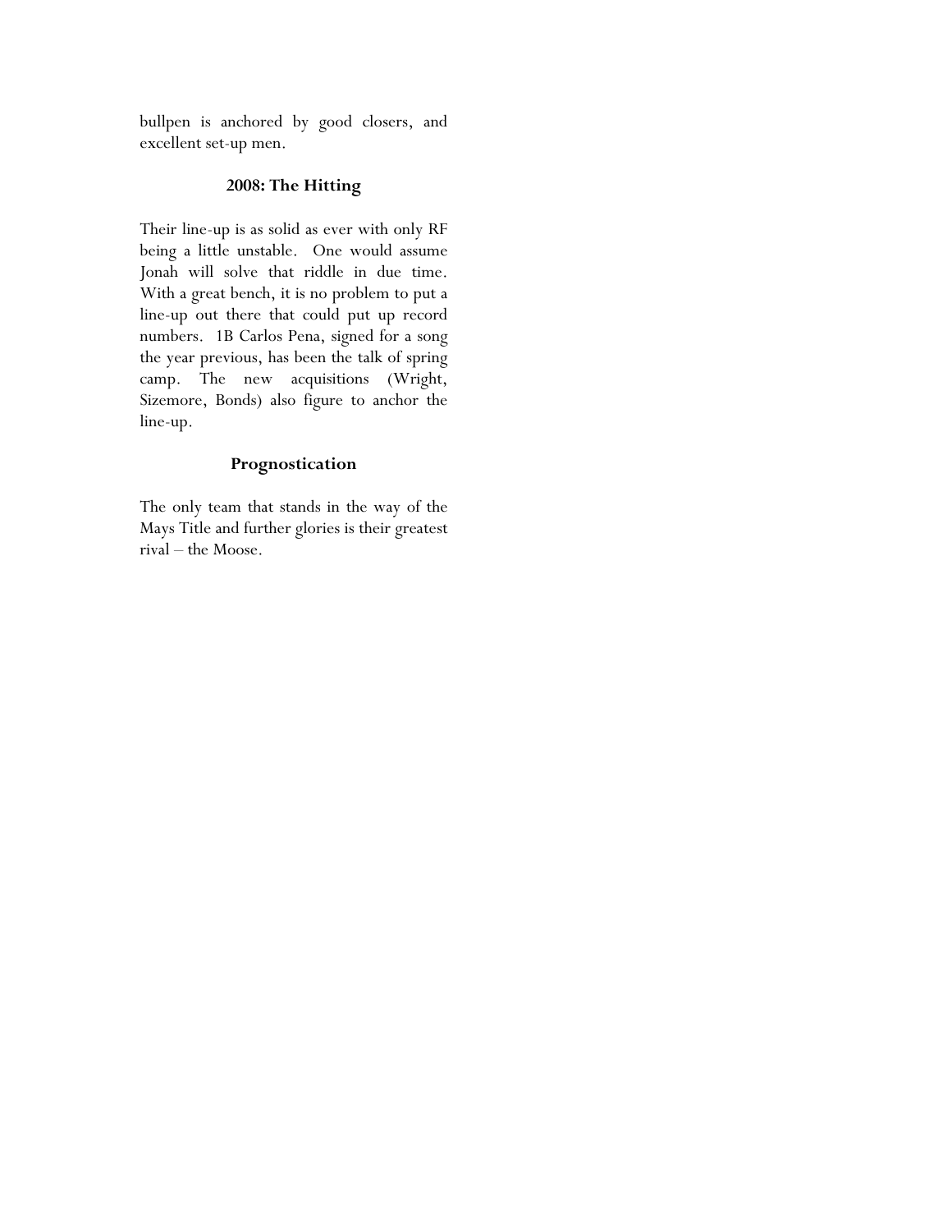bullpen is anchored by good closers, and excellent set-up men.

### 2008: The Hitting

Their line-up is as solid as ever with only RF being a little unstable. One would assume Jonah will solve that riddle in due time. With a great bench, it is no problem to put a line-up out there that could put up record numbers. 1B Carlos Pena, signed for a song the year previous, has been the talk of spring camp. The new acquisitions (Wright, Sizemore, Bonds) also figure to anchor the line-up.

### Prognostication

The only team that stands in the way of the Mays Title and further glories is their greatest rival – the Moose.